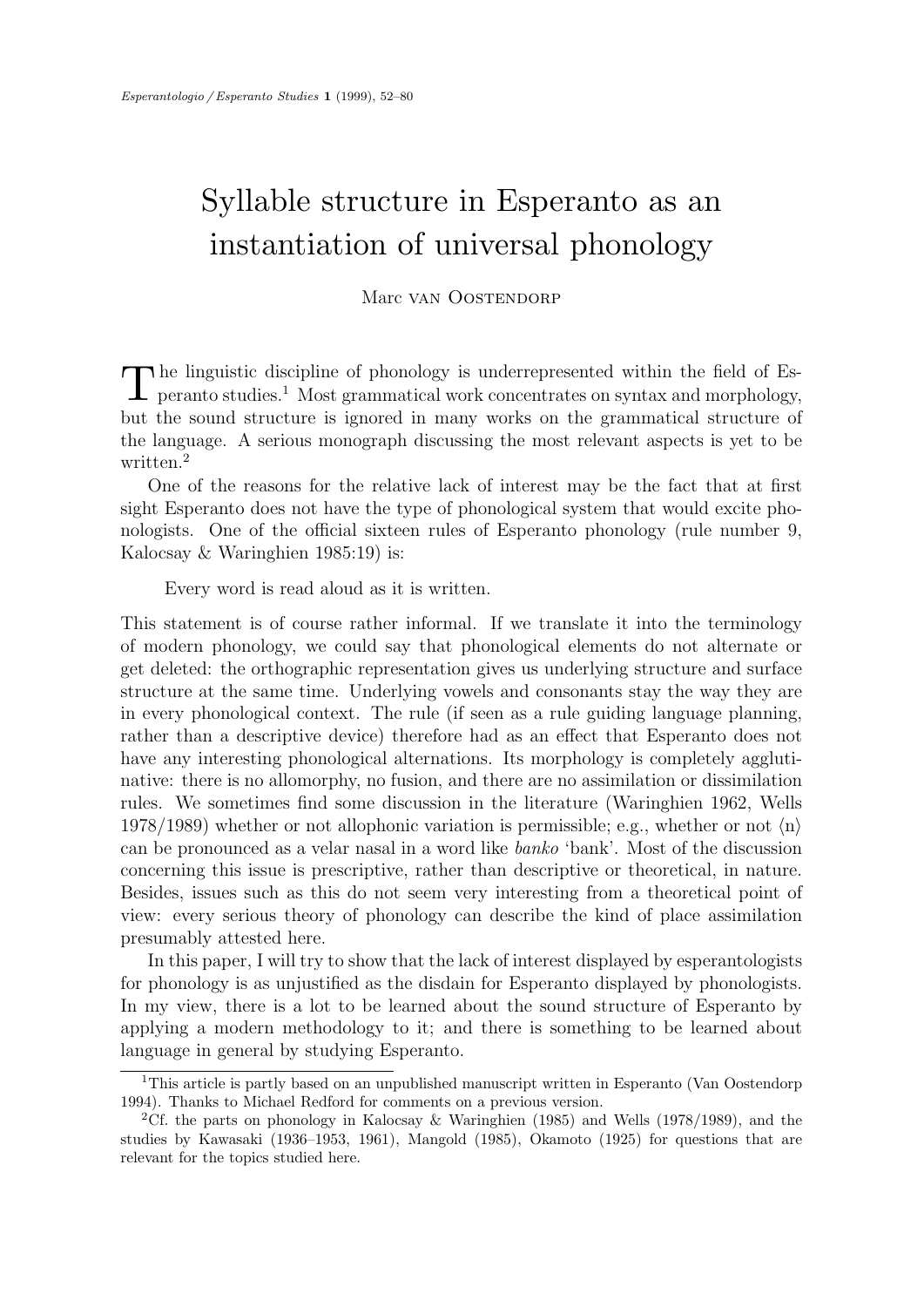# Syllable structure in Esperanto as an instantiation of universal phonology

Marc van Oostendorp

The linguistic discipline of phonology is underrepresented within the field of Esperanto studies.[1] Most grammatical work concentrates on syntax and morphology, but the sound structure is ignored in many works on the grammatical structure of the language. A serious monograph discussing the most relevant aspects is yet to be written.[2]

One of the reasons for the relative lack of interest may be the fact that at first sight Esperanto does not have the type of phonological system that would excite phonologists. One of the official sixteen rules of Esperanto phonology (rule number 9, Kalocsay & Waringhien 1985:19) is:

> Every word is read aloud as it is written.

This statement is of course rather informal. If we translate it into the terminology of modern phonology, we could say that phonological elements do not alternate or get deleted: the orthographic representation gives us underlying structure and surface structure at the same time. Underlying vowels and consonants stay the way they are in every phonological context. The rule (if seen as a rule guiding language planning, rather than a descriptive device) therefore had as an effect that Esperanto does not have any interesting phonological alternations. Its morphology is completely agglutinative: there is no allomorphy, no fusion, and there are no assimilation or dissimilation rules. We sometimes find some discussion in the literature (Waringhien 1962, Wells 1978/1989) whether or not allophonic variation is permissible; e.g., whether or not ⟨n⟩ can be pronounced as a velar nasal in a word like *banko* 'bank'. Most of the discussion concerning this issue is prescriptive, rather than descriptive or theoretical, in nature. Besides, issues such as this do not seem very interesting from a theoretical point of view: every serious theory of phonology can describe the kind of place assimilation presumably attested here.

In this paper, I will try to show that the lack of interest displayed by esperantologists for phonology is as unjustified as the disdain for Esperanto displayed by phonologists. In my view, there is a lot to be learned about the sound structure of Esperanto by applying a modern methodology to it; and there is something to be learned about language in general by studying Esperanto.

---

[1] This article is partly based on an unpublished manuscript written in Esperanto (Van Oostendorp 1994). Thanks to Michael Redford for comments on a previous version.

[2] Cf. the parts on phonology in Kalocsay & Waringhien (1985) and Wells (1978/1989), and the studies by Kawasaki (1936–1953, 1961), Mangold (1985), Okamoto (1925) for questions that are relevant for the topics studied here.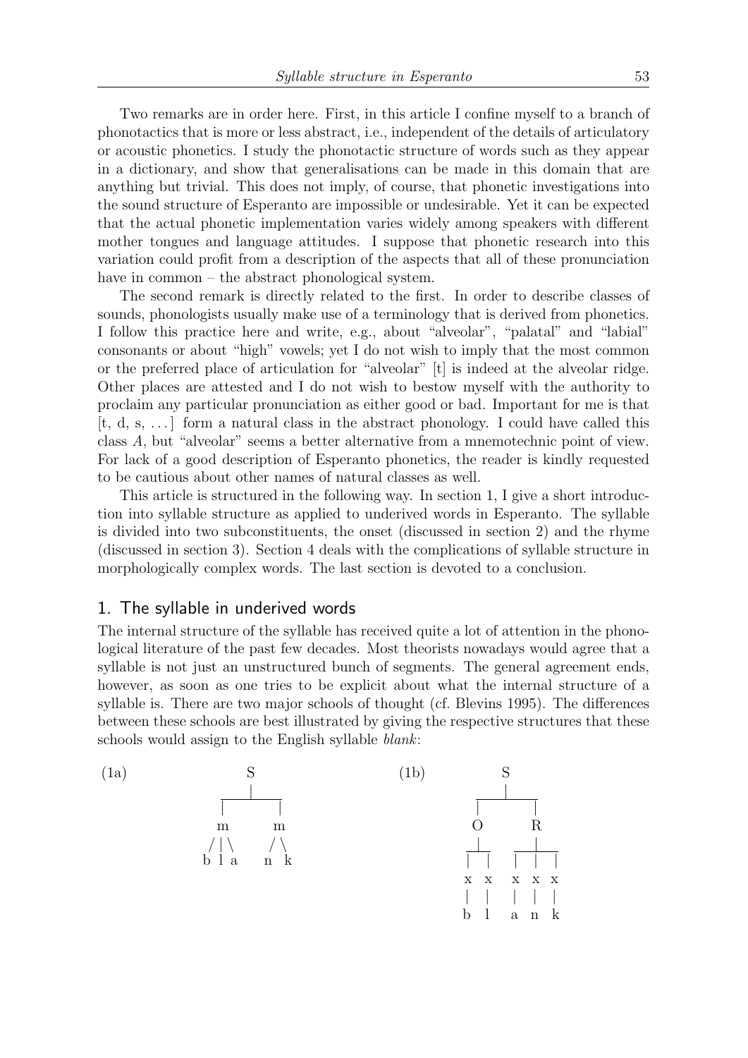Two remarks are in order here. First, in this article I confine myself to a branch of phonotactics that is more or less abstract, i.e., independent of the details of articulatory or acoustic phonetics. I study the phonotactic structure of words such as they appear in a dictionary, and show that generalisations can be made in this domain that are anything but trivial. This does not imply, of course, that phonetic investigations into the sound structure of Esperanto are impossible or undesirable. Yet it can be expected that the actual phonetic implementation varies widely among speakers with different mother tongues and language attitudes. I suppose that phonetic research into this variation could profit from a description of the aspects that all of these pronunciation have in common – the abstract phonological system.

The second remark is directly related to the first. In order to describe classes of sounds, phonologists usually make use of a terminology that is derived from phonetics. I follow this practice here and write, e.g., about "alveolar", "palatal" and "labial" consonants or about "high" vowels; yet I do not wish to imply that the most common or the preferred place of articulation for "alveolar" [t] is indeed at the alveolar ridge. Other places are attested and I do not wish to bestow myself with the authority to proclaim any particular pronunciation as either good or bad. Important for me is that [t, d, s, ...] form a natural class in the abstract phonology. I could have called this class *A*, but "alveolar" seems a better alternative from a mnemotechnic point of view. For lack of a good description of Esperanto phonetics, the reader is kindly requested to be cautious about other names of natural classes as well.

This article is structured in the following way. In section 1, I give a short introduction into syllable structure as applied to underived words in Esperanto. The syllable is divided into two subconstituents, the onset (discussed in section 2) and the rhyme (discussed in section 3). Section 4 deals with the complications of syllable structure in morphologically complex words. The last section is devoted to a conclusion.

## 1. The syllable in underived words

The internal structure of the syllable has received quite a lot of attention in the phonological literature of the past few decades. Most theorists nowadays would agree that a syllable is not just an unstructured bunch of segments. The general agreement ends, however, as soon as one tries to be explicit about what the internal structure of a syllable is. There are two major schools of thought (cf. Blevins 1995). The differences between these schools are best illustrated by giving the respective structures that these schools would assign to the English syllable *blank*:

```
(1a)          S                    (1b)        S
           ___|___                          ___|___
          |       |                        |       |
          m       m                        O       R
        / | \    / \                      _|_    __|__
        b l a    n  k                    |   |  |  |  |
                                         x   x  x  x  x
                                         |   |  |  |  |
                                         b   l  a  n  k
```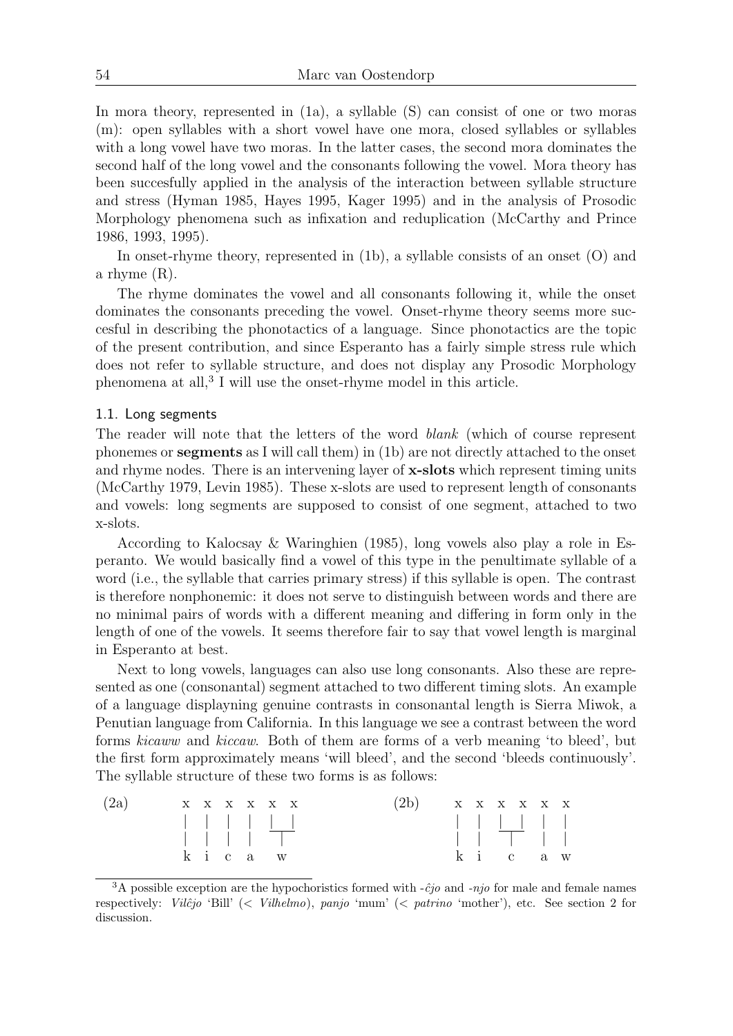In mora theory, represented in (1a), a syllable (S) can consist of one or two moras (m): open syllables with a short vowel have one mora, closed syllables or syllables with a long vowel have two moras. In the latter cases, the second mora dominates the second half of the long vowel and the consonants following the vowel. Mora theory has been succesfully applied in the analysis of the interaction between syllable structure and stress (Hyman 1985, Hayes 1995, Kager 1995) and in the analysis of Prosodic Morphology phenomena such as infixation and reduplication (McCarthy and Prince 1986, 1993, 1995).

In onset-rhyme theory, represented in (1b), a syllable consists of an onset (O) and a rhyme (R).

The rhyme dominates the vowel and all consonants following it, while the onset dominates the consonants preceding the vowel. Onset-rhyme theory seems more succesful in describing the phonotactics of a language. Since phonotactics are the topic of the present contribution, and since Esperanto has a fairly simple stress rule which does not refer to syllable structure, and does not display any Prosodic Morphology phenomena at all,[3] I will use the onset-rhyme model in this article.

### 1.1. Long segments

The reader will note that the letters of the word *blank* (which of course represent phonemes or **segments** as I will call them) in (1b) are not directly attached to the onset and rhyme nodes. There is an intervening layer of **x-slots** which represent timing units (McCarthy 1979, Levin 1985). These x-slots are used to represent length of consonants and vowels: long segments are supposed to consist of one segment, attached to two x-slots.

According to Kalocsay & Waringhien (1985), long vowels also play a role in Esperanto. We would basically find a vowel of this type in the penultimate syllable of a word (i.e., the syllable that carries primary stress) if this syllable is open. The contrast is therefore nonphonemic: it does not serve to distinguish between words and there are no minimal pairs of words with a different meaning and differing in form only in the length of one of the vowels. It seems therefore fair to say that vowel length is marginal in Esperanto at best.

Next to long vowels, languages can also use long consonants. Also these are represented as one (consonantal) segment attached to two different timing slots. An example of a language displayning genuine contrasts in consonantal length is Sierra Miwok, a Penutian language from California. In this language we see a contrast between the word forms *kicaww* and *kiccaw*. Both of them are forms of a verb meaning 'to bleed', but the first form approximately means 'will bleed', and the second 'bleeds continuously'. The syllable structure of these two forms is as follows:

```
(2a)   x x x x x x          (2b)   x x x x x x
       | | | | |_|                 | | |_| | |
       | | | |  |                  | |  |  | |
       k i c a  w                  k i  c  a w
```

[3] A possible exception are the hypochoristics formed with *-ĉjo* and *-njo* for male and female names respectively: *Vilĉjo* 'Bill' (< *Vilhelmo*), *panjo* 'mum' (< *patrino* 'mother'), etc. See section 2 for discussion.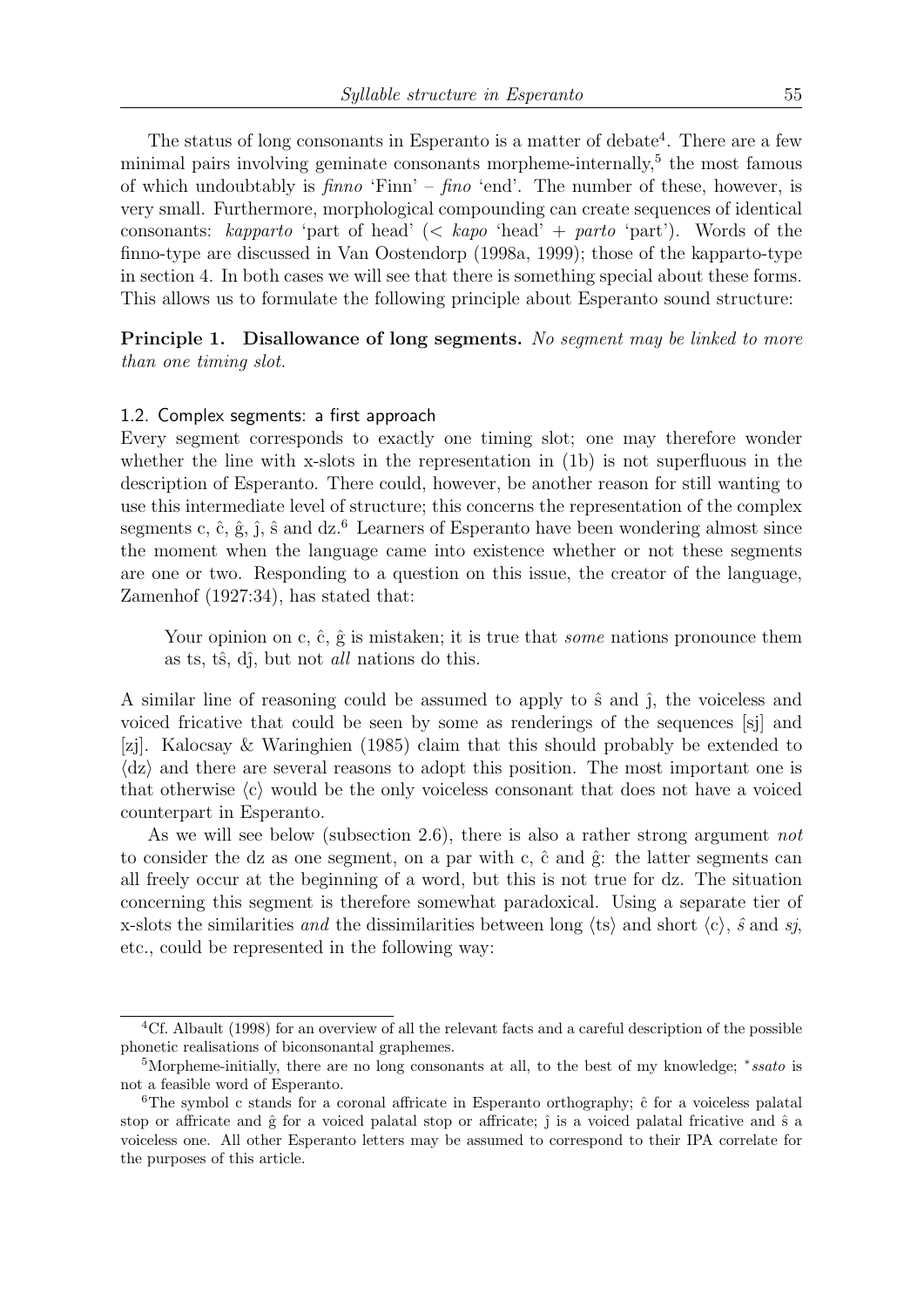The status of long consonants in Esperanto is a matter of debate[4]. There are a few minimal pairs involving geminate consonants morpheme-internally,[5] the most famous of which undoubtably is *finno* 'Finn' – *fino* 'end'. The number of these, however, is very small. Furthermore, morphological compounding can create sequences of identical consonants: *kapparto* 'part of head' (< *kapo* 'head' + *parto* 'part'). Words of the finno-type are discussed in Van Oostendorp (1998a, 1999); those of the kapparto-type in section 4. In both cases we will see that there is something special about these forms. This allows us to formulate the following principle about Esperanto sound structure:

**Principle 1. Disallowance of long segments.** *No segment may be linked to more than one timing slot.*

### 1.2. Complex segments: a first approach

Every segment corresponds to exactly one timing slot; one may therefore wonder whether the line with x-slots in the representation in (1b) is not superfluous in the description of Esperanto. There could, however, be another reason for still wanting to use this intermediate level of structure; this concerns the representation of the complex segments c, ĉ, ĝ, ĵ, ŝ and dz.[6] Learners of Esperanto have been wondering almost since the moment when the language came into existence whether or not these segments are one or two. Responding to a question on this issue, the creator of the language, Zamenhof (1927:34), has stated that:

> Your opinion on c, ĉ, ĝ is mistaken; it is true that *some* nations pronounce them as ts, tŝ, dĵ, but not *all* nations do this.

A similar line of reasoning could be assumed to apply to ŝ and ĵ, the voiceless and voiced fricative that could be seen by some as renderings of the sequences [sj] and [zj]. Kalocsay & Waringhien (1985) claim that this should probably be extended to ⟨dz⟩ and there are several reasons to adopt this position. The most important one is that otherwise ⟨c⟩ would be the only voiceless consonant that does not have a voiced counterpart in Esperanto.

As we will see below (subsection 2.6), there is also a rather strong argument *not* to consider the dz as one segment, on a par with c, ĉ and ĝ: the latter segments can all freely occur at the beginning of a word, but this is not true for dz. The situation concerning this segment is therefore somewhat paradoxical. Using a separate tier of x-slots the similarities *and* the dissimilarities between long ⟨ts⟩ and short ⟨c⟩, *ŝ* and *sj*, etc., could be represented in the following way:

---

[4] Cf. Albault (1998) for an overview of all the relevant facts and a careful description of the possible phonetic realisations of biconsonantal graphemes.

[5] Morpheme-initially, there are no long consonants at all, to the best of my knowledge; \**ssato* is not a feasible word of Esperanto.

[6] The symbol c stands for a coronal affricate in Esperanto orthography; ĉ for a voiceless palatal stop or affricate and ĝ for a voiced palatal stop or affricate; ĵ is a voiced palatal fricative and ŝ a voiceless one. All other Esperanto letters may be assumed to correspond to their IPA correlate for the purposes of this article.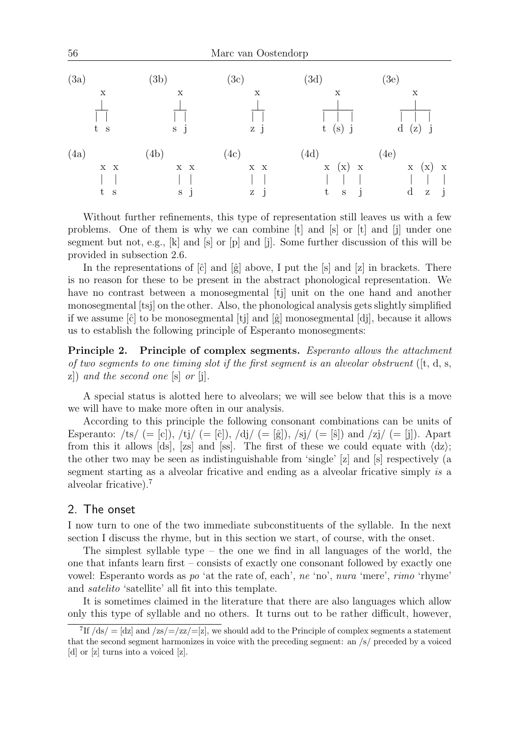```
(3a)      (3b)      (3c)      (3d)          (3e)
  x         x         x           x             x
 _|_       _|_       _|_       ___|___       ___|___
 | |       | |       | |       |  |  |       |  |  |
 t s       s j       z j       t (s) j       d (z) j

(4a)      (4b)      (4c)      (4d)          (4e)
 x x       x x       x x      x (x) x       x (x) x
 | |       | |       | |      |  |  |       |  |  |
 t s       s j       z j      t  s  j       d  z  j
```

Without further refinements, this type of representation still leaves us with a few problems. One of them is why we can combine [t] and [s] or [t] and [j] under one segment but not, e.g., [k] and [s] or [p] and [j]. Some further discussion of this will be provided in subsection 2.6.

In the representations of [ĉ] and [ĝ] above, I put the [s] and [z] in brackets. There is no reason for these to be present in the abstract phonological representation. We have no contrast between a monosegmental [tj] unit on the one hand and another monosegmental [tsj] on the other. Also, the phonological analysis gets slightly simplified if we assume [ĉ] to be monosegmental [tj] and [ĝ] monosegmental [dj], because it allows us to establish the following principle of Esperanto monosegments:

**Principle 2. Principle of complex segments.** *Esperanto allows the attachment of two segments to one timing slot if the first segment is an alveolar obstruent* ([t, d, s, z]) *and the second one* [s] *or* [j].

A special status is alotted here to alveolars; we will see below that this is a move we will have to make more often in our analysis.

According to this principle the following consonant combinations can be units of Esperanto: /ts/ (= [c]), /tj/ (= [ĉ]), /dj/ (= [ĝ]), /sj/ (= [ŝ]) and /zj/ (= [ĵ]). Apart from this it allows [ds], [zs] and [ss]. The first of these we could equate with ⟨dz⟩; the other two may be seen as indistinguishable from 'single' [z] and [s] respectively (a segment starting as a alveolar fricative and ending as a alveolar fricative simply *is* a alveolar fricative).[7]

## 2. The onset

I now turn to one of the two immediate subconstituents of the syllable. In the next section I discuss the rhyme, but in this section we start, of course, with the onset.

The simplest syllable type – the one we find in all languages of the world, the one that infants learn first – consists of exactly one consonant followed by exactly one vowel: Esperanto words as *po* 'at the rate of, each', *ne* 'no', *nura* 'mere', *rimo* 'rhyme' and *satelito* 'satellite' all fit into this template.

It is sometimes claimed in the literature that there are also languages which allow only this type of syllable and no others. It turns out to be rather difficult, however,

[7] If /ds/ = [dz] and /zs/=/zz/=[z], we should add to the Principle of complex segments a statement that the second segment harmonizes in voice with the preceding segment: an /s/ preceded by a voiced [d] or [z] turns into a voiced [z].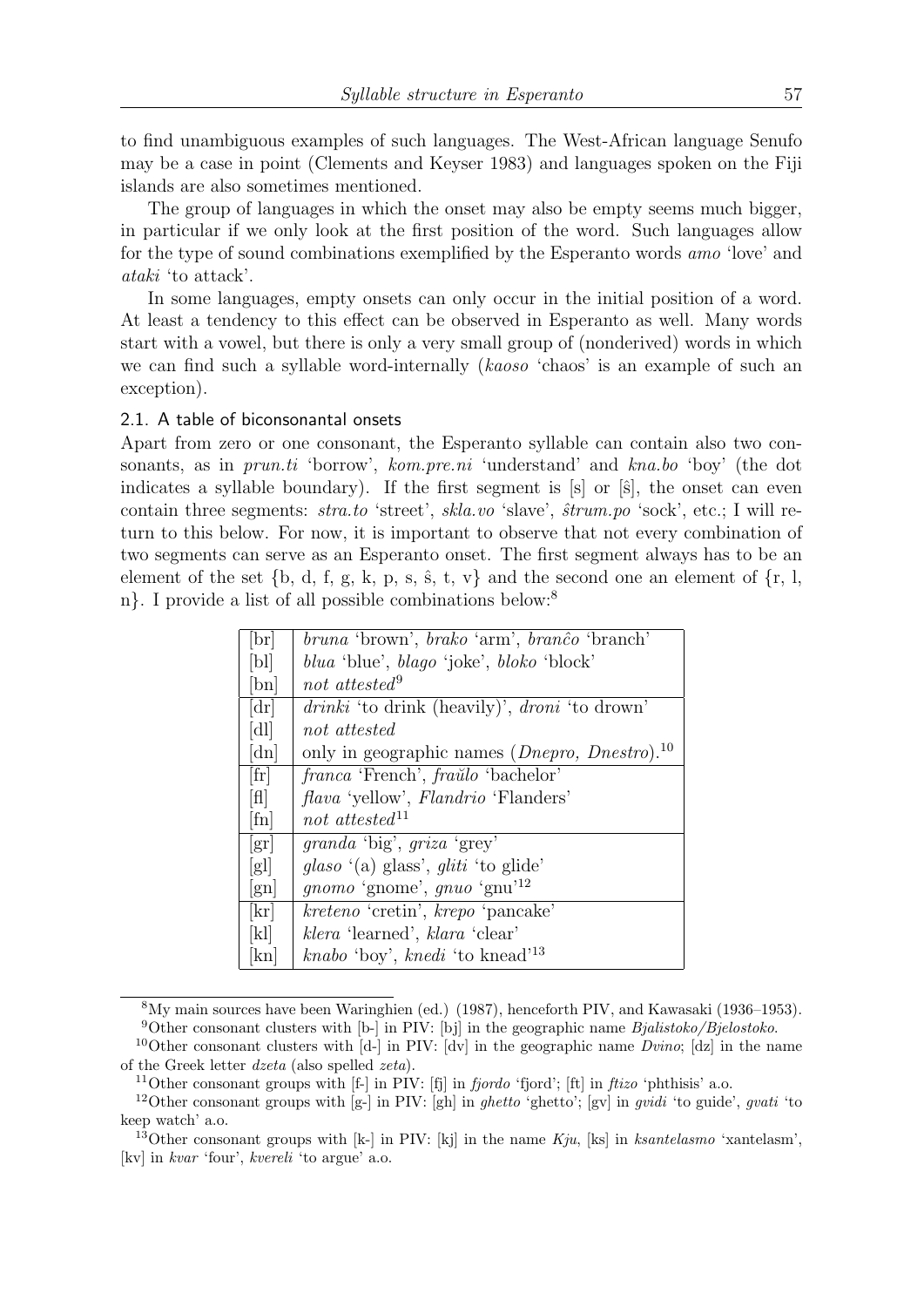to find unambiguous examples of such languages. The West-African language Senufo may be a case in point (Clements and Keyser 1983) and languages spoken on the Fiji islands are also sometimes mentioned.

The group of languages in which the onset may also be empty seems much bigger, in particular if we only look at the first position of the word. Such languages allow for the type of sound combinations exemplified by the Esperanto words *amo* 'love' and *ataki* 'to attack'.

In some languages, empty onsets can only occur in the initial position of a word. At least a tendency to this effect can be observed in Esperanto as well. Many words start with a vowel, but there is only a very small group of (nonderived) words in which we can find such a syllable word-internally (*kaoso* 'chaos' is an example of such an exception).

### 2.1. A table of biconsonantal onsets

Apart from zero or one consonant, the Esperanto syllable can contain also two consonants, as in *prun.ti* 'borrow', *kom.pre.ni* 'understand' and *kna.bo* 'boy' (the dot indicates a syllable boundary). If the first segment is [s] or [ŝ], the onset can even contain three segments: *stra.to* 'street', *skla.vo* 'slave', *ŝtrum.po* 'sock', etc.; I will return to this below. For now, it is important to observe that not every combination of two segments can serve as an Esperanto onset. The first segment always has to be an element of the set {b, d, f, g, k, p, s, ŝ, t, v} and the second one an element of {r, l, n}. I provide a list of all possible combinations below:[8]

| | |
|---|---|
| [br] | *bruna* 'brown', *brako* 'arm', *branĉo* 'branch' |
| [bl] | *blua* 'blue', *blago* 'joke', *bloko* 'block' |
| [bn] | *not attested*[9] |
| [dr] | *drinki* 'to drink (heavily)', *droni* 'to drown' |
| [dl] | *not attested* |
| [dn] | only in geographic names (*Dnepro, Dnestro*).[10] |
| [fr] | *franca* 'French', *fraŭlo* 'bachelor' |
| [fl] | *flava* 'yellow', *Flandrio* 'Flanders' |
| [fn] | *not attested*[11] |
| [gr] | *granda* 'big', *griza* 'grey' |
| [gl] | *glaso* '(a) glass', *gliti* 'to glide' |
| [gn] | *gnomo* 'gnome', *gnuo* 'gnu'[12] |
| [kr] | *kreteno* 'cretin', *krepo* 'pancake' |
| [kl] | *klera* 'learned', *klara* 'clear' |
| [kn] | *knabo* 'boy', *knedi* 'to knead'[13] |

[8] My main sources have been Waringhien (ed.) (1987), henceforth PIV, and Kawasaki (1936–1953).

[9] Other consonant clusters with [b-] in PIV: [bj] in the geographic name *Bjalistoko/Bjelostoko*.

[10] Other consonant clusters with [d-] in PIV: [dv] in the geographic name *Dvino*; [dz] in the name of the Greek letter *dzeta* (also spelled *zeta*).

[11] Other consonant groups with [f-] in PIV: [fj] in *fjordo* 'fjord'; [ft] in *ftizo* 'phthisis' a.o.

[12] Other consonant groups with [g-] in PIV: [gh] in *ghetto* 'ghetto'; [gv] in *gvidi* 'to guide', *gvati* 'to keep watch' a.o.

[13] Other consonant groups with [k-] in PIV: [kj] in the name *Kju*, [ks] in *ksantelasmo* 'xantelasm', [kv] in *kvar* 'four', *kvereli* 'to argue' a.o.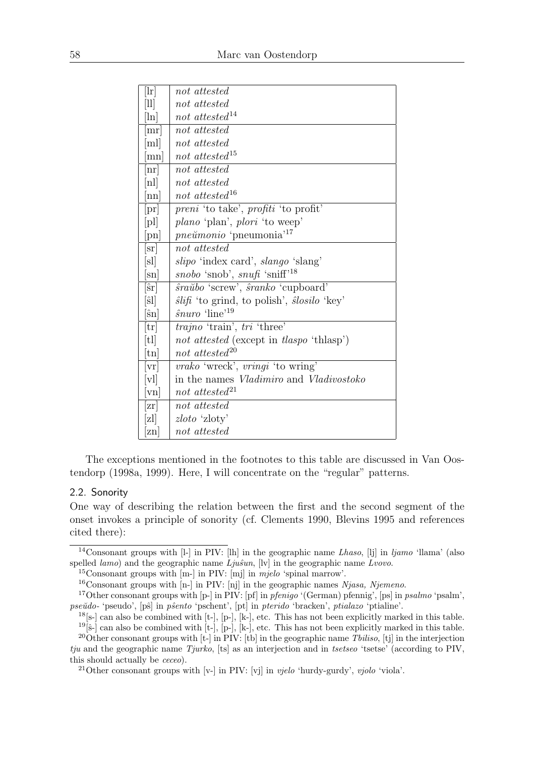| | |
|---|---|
| [lr] | *not attested* |
| [ll] | *not attested* |
| [ln] | *not attested*[14] |
| [mr] | *not attested* |
| [ml] | *not attested* |
| [mn] | *not attested*[15] |
| [nr] | *not attested* |
| [nl] | *not attested* |
| [nn] | *not attested*[16] |
| [pr] | *preni* 'to take', *profiti* 'to profit' |
| [pl] | *plano* 'plan', *plori* 'to weep' |
| [pn] | *pneŭmonio* 'pneumonia'[17] |
| [sr] | *not attested* |
| [sl] | *slipo* 'index card', *slango* 'slang' |
| [sn] | *snobo* 'snob', *snufi* 'sniff'[18] |
| [ŝr] | *ŝraŭbo* 'screw', *ŝranko* 'cupboard' |
| [ŝl] | *ŝlifi* 'to grind, to polish', *ŝlosilo* 'key' |
| [ŝn] | *ŝnuro* 'line'[19] |
| [tr] | *trajno* 'train', *tri* 'three' |
| [tl] | *not attested* (except in *tlaspo* 'thlasp') |
| [tn] | *not attested*[20] |
| [vr] | *vrako* 'wreck', *vringi* 'to wring' |
| [vl] | in the names *Vladimiro* and *Vladivostoko* |
| [vn] | *not attested*[21] |
| [zr] | *not attested* |
| [zl] | *zloto* 'zloty' |
| [zn] | *not attested* |

The exceptions mentioned in the footnotes to this table are discussed in Van Oostendorp (1998a, 1999). Here, I will concentrate on the "regular" patterns.

### 2.2. Sonority

One way of describing the relation between the first and the second segment of the onset invokes a principle of sonority (cf. Clements 1990, Blevins 1995 and references cited there):

---

[14] Consonant groups with [l-] in PIV: [lh] in the geographic name *Lhaso*, [lj] in *ljamo* 'llama' (also spelled *lamo*) and the geographic name *Ljuŝun*, [lv] in the geographic name *Lvovo*.

[15] Consonant groups with [m-] in PIV: [mj] in *mjelo* 'spinal marrow'.

[16] Consonant groups with [n-] in PIV: [nj] in the geographic names *Njasa, Njemeno*.

[17] Other consonant groups with [p-] in PIV: [pf] in *pfenigo* '(German) pfennig', [ps] in *psalmo* 'psalm', *pseŭdo-* 'pseudo', [pŝ] in *pŝento* 'pschent', [pt] in *pterido* 'bracken', *ptialazo* 'ptialine'.

[18] [s-] can also be combined with [t-], [p-], [k-], etc. This has not been explicitly marked in this table.

[19] [ŝ-] can also be combined with [t-], [p-], [k-], etc. This has not been explicitly marked in this table.

[20] Other consonant groups with [t-] in PIV: [tb] in the geographic name *Tbiliso*, [tj] in the interjection *tju* and the geographic name *Tjurko*, [ts] as an interjection and in *tsetseo* 'tsetse' (according to PIV, this should actually be *ceceo*).

[21] Other consonant groups with [v-] in PIV: [vj] in *vjelo* 'hurdy-gurdy', *vjolo* 'viola'.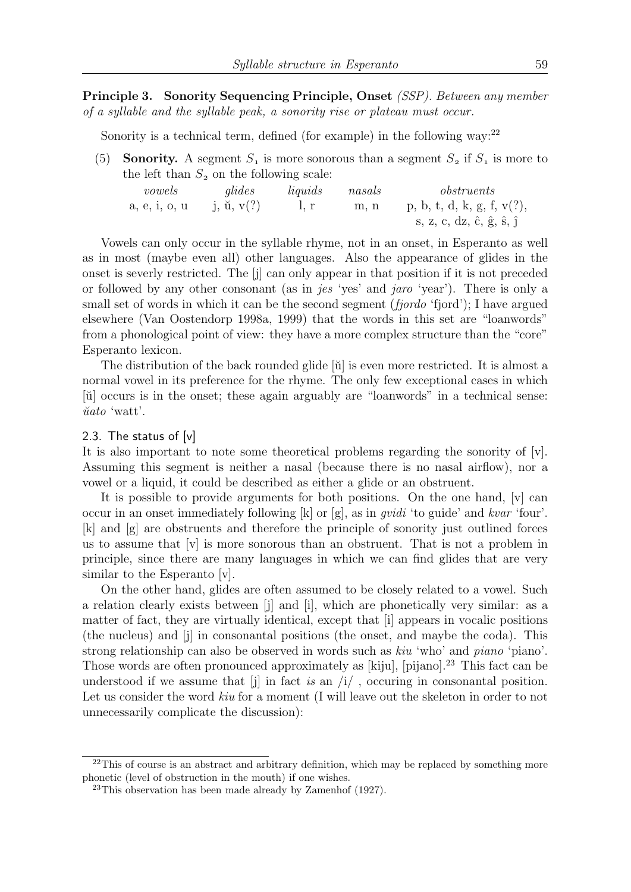**Principle 3. Sonority Sequencing Principle, Onset** *(SSP). Between any member of a syllable and the syllable peak, a sonority rise or plateau must occur.*

Sonority is a technical term, defined (for example) in the following way:[22]

(5) **Sonority.** A segment $S_1$ is more sonorous than a segment $S_2$ if $S_1$ is more to the left than $S_2$ on the following scale:

| *vowels* | *glides* | *liquids* | *nasals* | *obstruents* |
|---|---|---|---|---|
| a, e, i, o, u | j, ŭ, v(?) | l, r | m, n | p, b, t, d, k, g, f, v(?), s, z, c, dz, ĉ, ĝ, ŝ, ĵ |

Vowels can only occur in the syllable rhyme, not in an onset, in Esperanto as well as in most (maybe even all) other languages. Also the appearance of glides in the onset is severly restricted. The [j] can only appear in that position if it is not preceded or followed by any other consonant (as in *jes* 'yes' and *jaro* 'year'). There is only a small set of words in which it can be the second segment (*fjordo* 'fjord'); I have argued elsewhere (Van Oostendorp 1998a, 1999) that the words in this set are "loanwords" from a phonological point of view: they have a more complex structure than the "core" Esperanto lexicon.

The distribution of the back rounded glide [ŭ] is even more restricted. It is almost a normal vowel in its preference for the rhyme. The only few exceptional cases in which [ŭ] occurs is in the onset; these again arguably are "loanwords" in a technical sense: *ŭato* 'watt'.

### 2.3. The status of [v]

It is also important to note some theoretical problems regarding the sonority of [v]. Assuming this segment is neither a nasal (because there is no nasal airflow), nor a vowel or a liquid, it could be described as either a glide or an obstruent.

It is possible to provide arguments for both positions. On the one hand, [v] can occur in an onset immediately following [k] or [g], as in *gvidi* 'to guide' and *kvar* 'four'. [k] and [g] are obstruents and therefore the principle of sonority just outlined forces us to assume that [v] is more sonorous than an obstruent. That is not a problem in principle, since there are many languages in which we can find glides that are very similar to the Esperanto [v].

On the other hand, glides are often assumed to be closely related to a vowel. Such a relation clearly exists between [j] and [i], which are phonetically very similar: as a matter of fact, they are virtually identical, except that [i] appears in vocalic positions (the nucleus) and [j] in consonantal positions (the onset, and maybe the coda). This strong relationship can also be observed in words such as *kiu* 'who' and *piano* 'piano'. Those words are often pronounced approximately as [kiju], [pijano].[23] This fact can be understood if we assume that [j] in fact *is* an /i/ , occuring in consonantal position. Let us consider the word *kiu* for a moment (I will leave out the skeleton in order to not unnecessarily complicate the discussion):

[22] This of course is an abstract and arbitrary definition, which may be replaced by something more phonetic (level of obstruction in the mouth) if one wishes.

[23] This observation has been made already by Zamenhof (1927).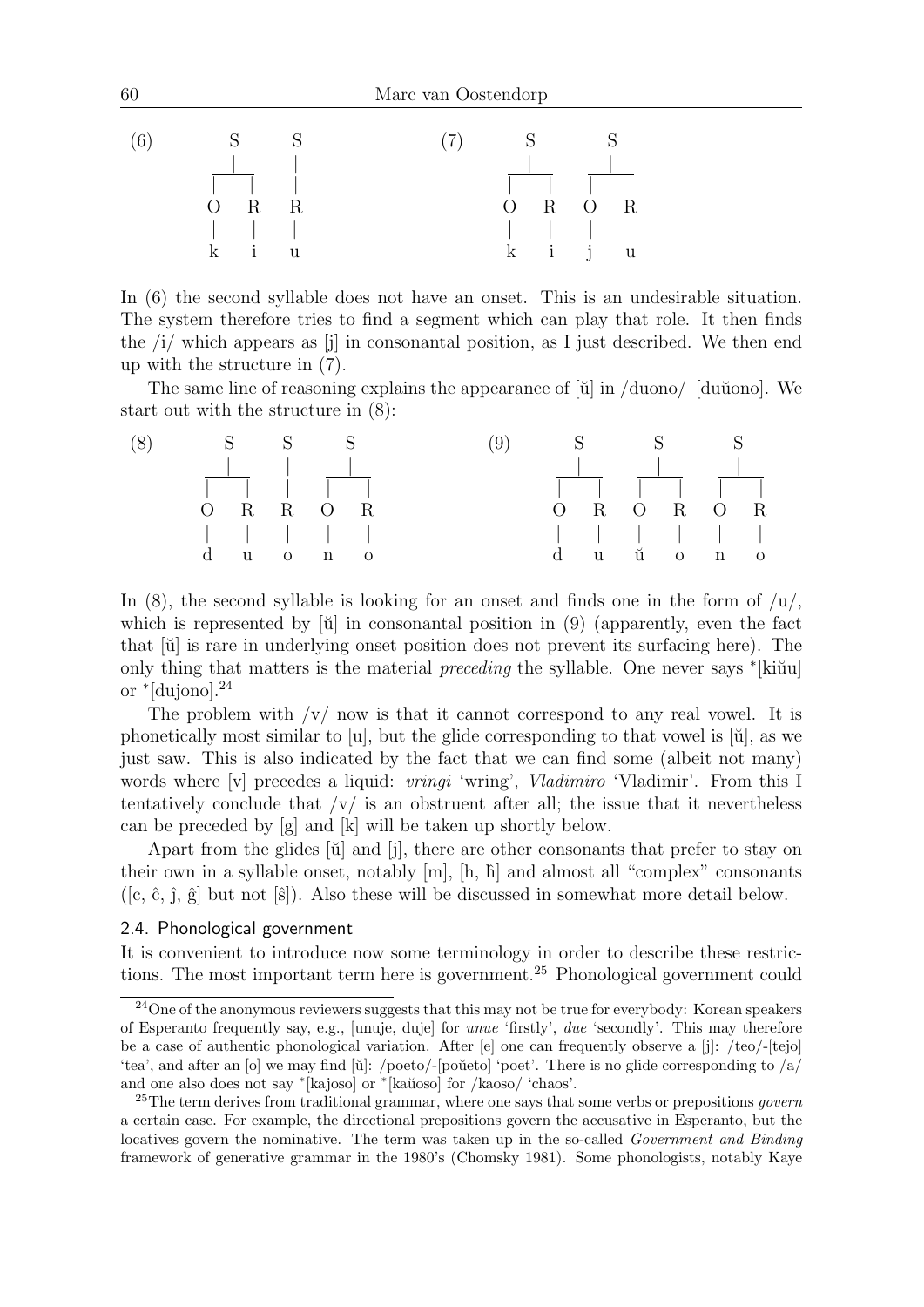(6)

```
    S     S
   _|_    |
  |   |   |
  O   R   R
  |   |   |
  k   i   u
```

(7)

```
    S       S
   _|_     _|_
  |   |   |   |
  O   R   O   R
  |   |   |   |
  k   i   j   u
```

In (6) the second syllable does not have an onset. This is an undesirable situation. The system therefore tries to find a segment which can play that role. It then finds the /i/ which appears as [j] in consonantal position, as I just described. We then end up with the structure in (7).

The same line of reasoning explains the appearance of [ŭ] in /duono/–[duŭono]. We start out with the structure in (8):

(8)

```
    S     S     S
   _|_    |    _|_
  |   |   |   |   |
  O   R   R   O   R
  |   |   |   |   |
  d   u   o   n   o
```

(9)

```
    S       S       S
   _|_     _|_     _|_
  |   |   |   |   |   |
  O   R   O   R   O   R
  |   |   |   |   |   |
  d   u   ŭ   o   n   o
```

In (8), the second syllable is looking for an onset and finds one in the form of /u/, which is represented by [ŭ] in consonantal position in (9) (apparently, even the fact that [ŭ] is rare in underlying onset position does not prevent its surfacing here). The only thing that matters is the material *preceding* the syllable. One never says *[kiŭu] or *[dujono].[24]

The problem with /v/ now is that it cannot correspond to any real vowel. It is phonetically most similar to [u], but the glide corresponding to that vowel is [ŭ], as we just saw. This is also indicated by the fact that we can find some (albeit not many) words where [v] precedes a liquid: *vringi* 'wring', *Vladimiro* 'Vladimir'. From this I tentatively conclude that /v/ is an obstruent after all; the issue that it nevertheless can be preceded by [g] and [k] will be taken up shortly below.

Apart from the glides [ŭ] and [j], there are other consonants that prefer to stay on their own in a syllable onset, notably [m], [h, ĥ] and almost all "complex" consonants ([c, ĉ, ĵ, ĝ] but not [ŝ]). Also these will be discussed in somewhat more detail below.

### 2.4. Phonological government

It is convenient to introduce now some terminology in order to describe these restrictions. The most important term here is government.[25] Phonological government could

[24] One of the anonymous reviewers suggests that this may not be true for everybody: Korean speakers of Esperanto frequently say, e.g., [unuje, duje] for *unue* 'firstly', *due* 'secondly'. This may therefore be a case of authentic phonological variation. After [e] one can frequently observe a [j]: /teo/-[tejo] 'tea', and after an [o] we may find [ŭ]: /poeto/-[poŭeto] 'poet'. There is no glide corresponding to /a/ and one also does not say *[kajoso] or *[kaŭoso] for /kaoso/ 'chaos'.

[25] The term derives from traditional grammar, where one says that some verbs or prepositions *govern* a certain case. For example, the directional prepositions govern the accusative in Esperanto, but the locatives govern the nominative. The term was taken up in the so-called *Government and Binding* framework of generative grammar in the 1980's (Chomsky 1981). Some phonologists, notably Kaye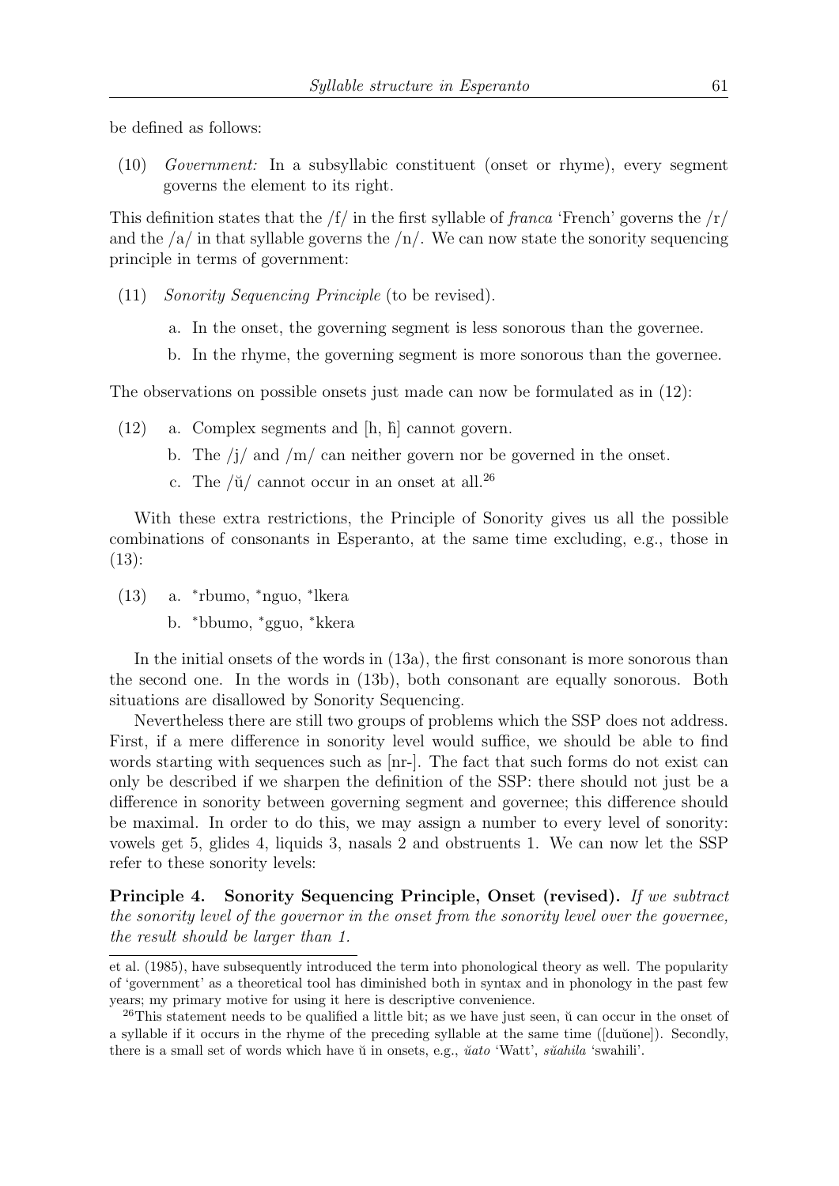be defined as follows:

(10) *Government:* In a subsyllabic constituent (onset or rhyme), every segment governs the element to its right.

This definition states that the /f/ in the first syllable of *franca* 'French' governs the /r/ and the /a/ in that syllable governs the /n/. We can now state the sonority sequencing principle in terms of government:

(11) *Sonority Sequencing Principle* (to be revised).

a. In the onset, the governing segment is less sonorous than the governee.

b. In the rhyme, the governing segment is more sonorous than the governee.

The observations on possible onsets just made can now be formulated as in (12):

(12) a. Complex segments and [h, ĥ] cannot govern.

b. The /j/ and /m/ can neither govern nor be governed in the onset.

c. The /ŭ/ cannot occur in an onset at all.[26]

With these extra restrictions, the Principle of Sonority gives us all the possible combinations of consonants in Esperanto, at the same time excluding, e.g., those in (13):

(13) a. *rbumo, *nguo, *lkera

b. *bbumo, *gguo, *kkera

In the initial onsets of the words in (13a), the first consonant is more sonorous than the second one. In the words in (13b), both consonant are equally sonorous. Both situations are disallowed by Sonority Sequencing.

Nevertheless there are still two groups of problems which the SSP does not address. First, if a mere difference in sonority level would suffice, we should be able to find words starting with sequences such as [nr-]. The fact that such forms do not exist can only be described if we sharpen the definition of the SSP: there should not just be a difference in sonority between governing segment and governee; this difference should be maximal. In order to do this, we may assign a number to every level of sonority: vowels get 5, glides 4, liquids 3, nasals 2 and obstruents 1. We can now let the SSP refer to these sonority levels:

**Principle 4. Sonority Sequencing Principle, Onset (revised).** *If we subtract the sonority level of the governor in the onset from the sonority level over the governee, the result should be larger than 1.*

---

et al. (1985), have subsequently introduced the term into phonological theory as well. The popularity of 'government' as a theoretical tool has diminished both in syntax and in phonology in the past few years; my primary motive for using it here is descriptive convenience.

[26] This statement needs to be qualified a little bit; as we have just seen, ŭ can occur in the onset of a syllable if it occurs in the rhyme of the preceding syllable at the same time ([duŭone]). Secondly, there is a small set of words which have ŭ in onsets, e.g., *ŭato* 'Watt', *sŭahila* 'swahili'.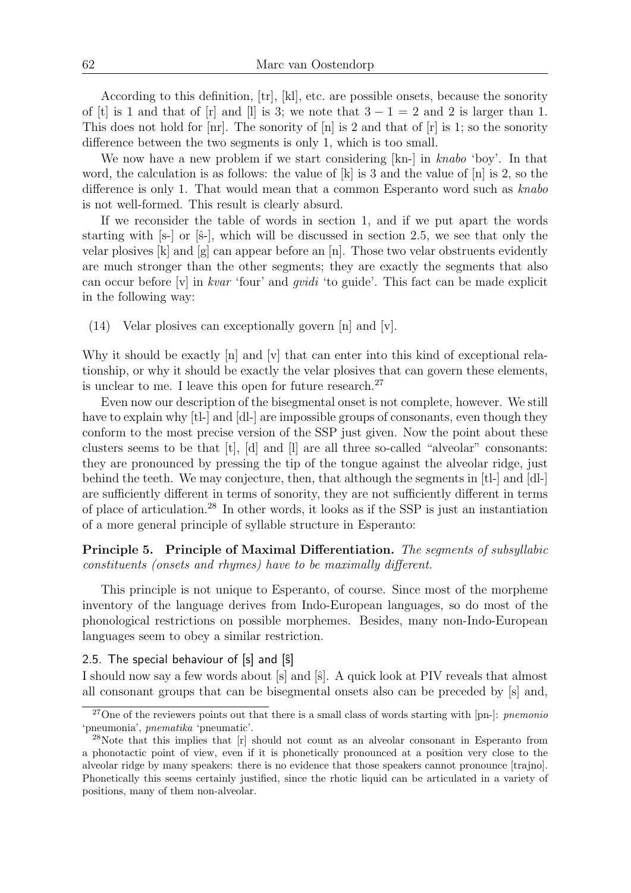According to this definition, [tr], [kl], etc. are possible onsets, because the sonority of [t] is 1 and that of [r] and [l] is 3; we note that $3 - 1 = 2$ and 2 is larger than 1. This does not hold for [nr]. The sonority of [n] is 2 and that of [r] is 1; so the sonority difference between the two segments is only 1, which is too small.

We now have a new problem if we start considering [kn-] in *knabo* 'boy'. In that word, the calculation is as follows: the value of [k] is 3 and the value of [n] is 2, so the difference is only 1. That would mean that a common Esperanto word such as *knabo* is not well-formed. This result is clearly absurd.

If we reconsider the table of words in section 1, and if we put apart the words starting with [s-] or [ŝ-], which will be discussed in section 2.5, we see that only the velar plosives [k] and [g] can appear before an [n]. Those two velar obstruents evidently are much stronger than the other segments; they are exactly the segments that also can occur before [v] in *kvar* 'four' and *gvidi* 'to guide'. This fact can be made explicit in the following way:

(14) Velar plosives can exceptionally govern [n] and [v].

Why it should be exactly [n] and [v] that can enter into this kind of exceptional relationship, or why it should be exactly the velar plosives that can govern these elements, is unclear to me. I leave this open for future research.[27]

Even now our description of the bisegmental onset is not complete, however. We still have to explain why [tl-] and [dl-] are impossible groups of consonants, even though they conform to the most precise version of the SSP just given. Now the point about these clusters seems to be that [t], [d] and [l] are all three so-called "alveolar" consonants: they are pronounced by pressing the tip of the tongue against the alveolar ridge, just behind the teeth. We may conjecture, then, that although the segments in [tl-] and [dl-] are sufficiently different in terms of sonority, they are not sufficiently different in terms of place of articulation.[28] In other words, it looks as if the SSP is just an instantiation of a more general principle of syllable structure in Esperanto:

**Principle 5. Principle of Maximal Differentiation.** *The segments of subsyllabic constituents (onsets and rhymes) have to be maximally different.*

This principle is not unique to Esperanto, of course. Since most of the morpheme inventory of the language derives from Indo-European languages, so do most of the phonological restrictions on possible morphemes. Besides, many non-Indo-European languages seem to obey a similar restriction.

### 2.5. The special behaviour of [s] and [ŝ]

I should now say a few words about [s] and [ŝ]. A quick look at PIV reveals that almost all consonant groups that can be bisegmental onsets also can be preceded by [s] and,

---

[27] One of the reviewers points out that there is a small class of words starting with [pn-]: *pnemonio* 'pneumonia', *pnematika* 'pneumatic'.

[28] Note that this implies that [r] should not count as an alveolar consonant in Esperanto from a phonotactic point of view, even if it is phonetically pronounced at a position very close to the alveolar ridge by many speakers: there is no evidence that those speakers cannot pronounce [trajno]. Phonetically this seems certainly justified, since the rhotic liquid can be articulated in a variety of positions, many of them non-alveolar.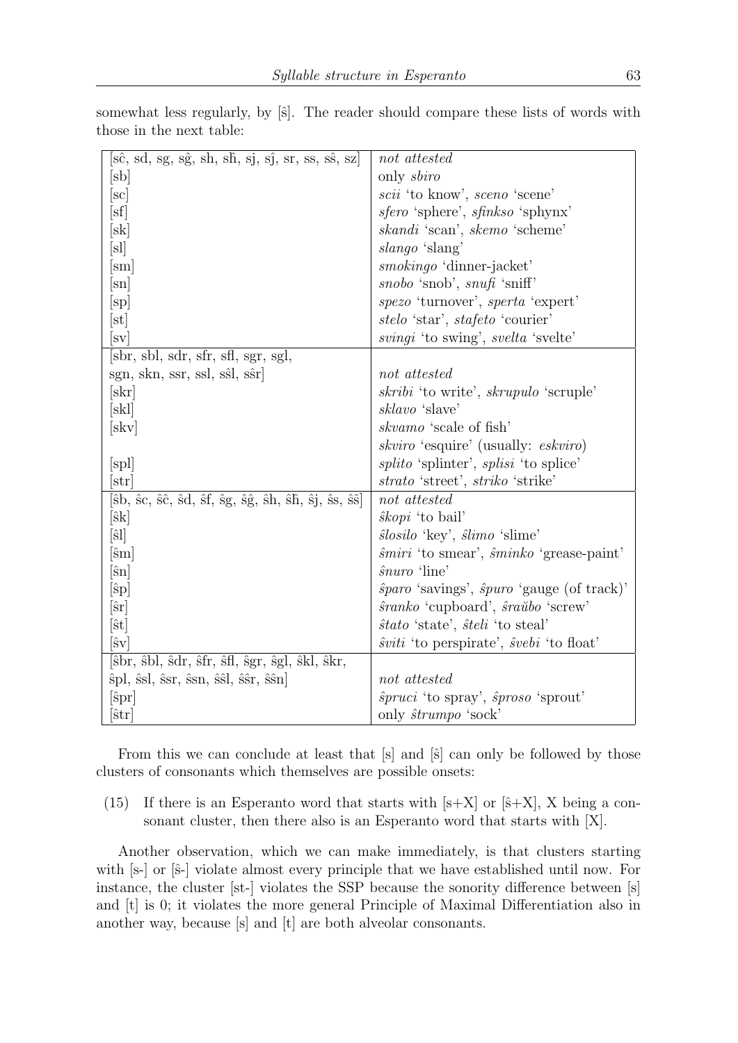somewhat less regularly, by [ŝ]. The reader should compare these lists of words with those in the next table:

| | |
|---|---|
| [sĉ, sd, sg, sĝ, sh, sĥ, sj, sĵ, sr, ss, sŝ, sz] | *not attested* |
| [sb] | only *sbiro* |
| [sc] | *scii* 'to know', *sceno* 'scene' |
| [sf] | *sfero* 'sphere', *sfinkso* 'sphynx' |
| [sk] | *skandi* 'scan', *skemo* 'scheme' |
| [sl] | *slango* 'slang' |
| [sm] | *smokingo* 'dinner-jacket' |
| [sn] | *snobo* 'snob', *snufi* 'sniff' |
| [sp] | *spezo* 'turnover', *sperta* 'expert' |
| [st] | *stelo* 'star', *stafeto* 'courier' |
| [sv] | *svingi* 'to swing', *svelta* 'svelte' |
| [sbr, sbl, sdr, sfr, sfl, sgr, sgl, sgn, skn, ssr, ssl, sŝl, sŝr] | *not attested* |
| [skr] | *skribi* 'to write', *skrupulo* 'scruple' |
| [skl] | *sklavo* 'slave' |
| [skv] | *skvamo* 'scale of fish'<br>*skviro* 'esquire' (usually: *eskviro*) |
| [spl] | *splito* 'splinter', *splisi* 'to splice' |
| [str] | *strato* 'street', *striko* 'strike' |
| [ŝb, ŝc, ŝĉ, ŝd, ŝf, ŝg, ŝĝ, ŝh, ŝĥ, ŝj, ŝs, ŝŝ] | *not attested* |
| [ŝk] | *ŝkopi* 'to bail' |
| [ŝl] | *ŝlosilo* 'key', *ŝlimo* 'slime' |
| [ŝm] | *ŝmiri* 'to smear', *ŝminko* 'grease-paint' |
| [ŝn] | *ŝnuro* 'line' |
| [ŝp] | *ŝparo* 'savings', *ŝpuro* 'gauge (of track)' |
| [ŝr] | *ŝranko* 'cupboard', *ŝraŭbo* 'screw' |
| [ŝt] | *ŝtato* 'state', *ŝteli* 'to steal' |
| [ŝv] | *ŝviti* 'to perspirate', *ŝvebi* 'to float' |
| [ŝbr, ŝbl, ŝdr, ŝfr, ŝfl, ŝgr, ŝgl, ŝkl, ŝkr, ŝpl, ŝsl, ŝsr, ŝsn, ŝŝl, ŝŝr, ŝŝn] | *not attested* |
| [ŝpr] | *ŝpruci* 'to spray', *ŝproso* 'sprout' |
| [ŝtr] | only *ŝtrumpo* 'sock' |

From this we can conclude at least that [s] and [ŝ] can only be followed by those clusters of consonants which themselves are possible onsets:

(15) If there is an Esperanto word that starts with [s+X] or [ŝ+X], X being a consonant cluster, then there also is an Esperanto word that starts with [X].

Another observation, which we can make immediately, is that clusters starting with [s-] or [ŝ-] violate almost every principle that we have established until now. For instance, the cluster [st-] violates the SSP because the sonority difference between [s] and [t] is 0; it violates the more general Principle of Maximal Differentiation also in another way, because [s] and [t] are both alveolar consonants.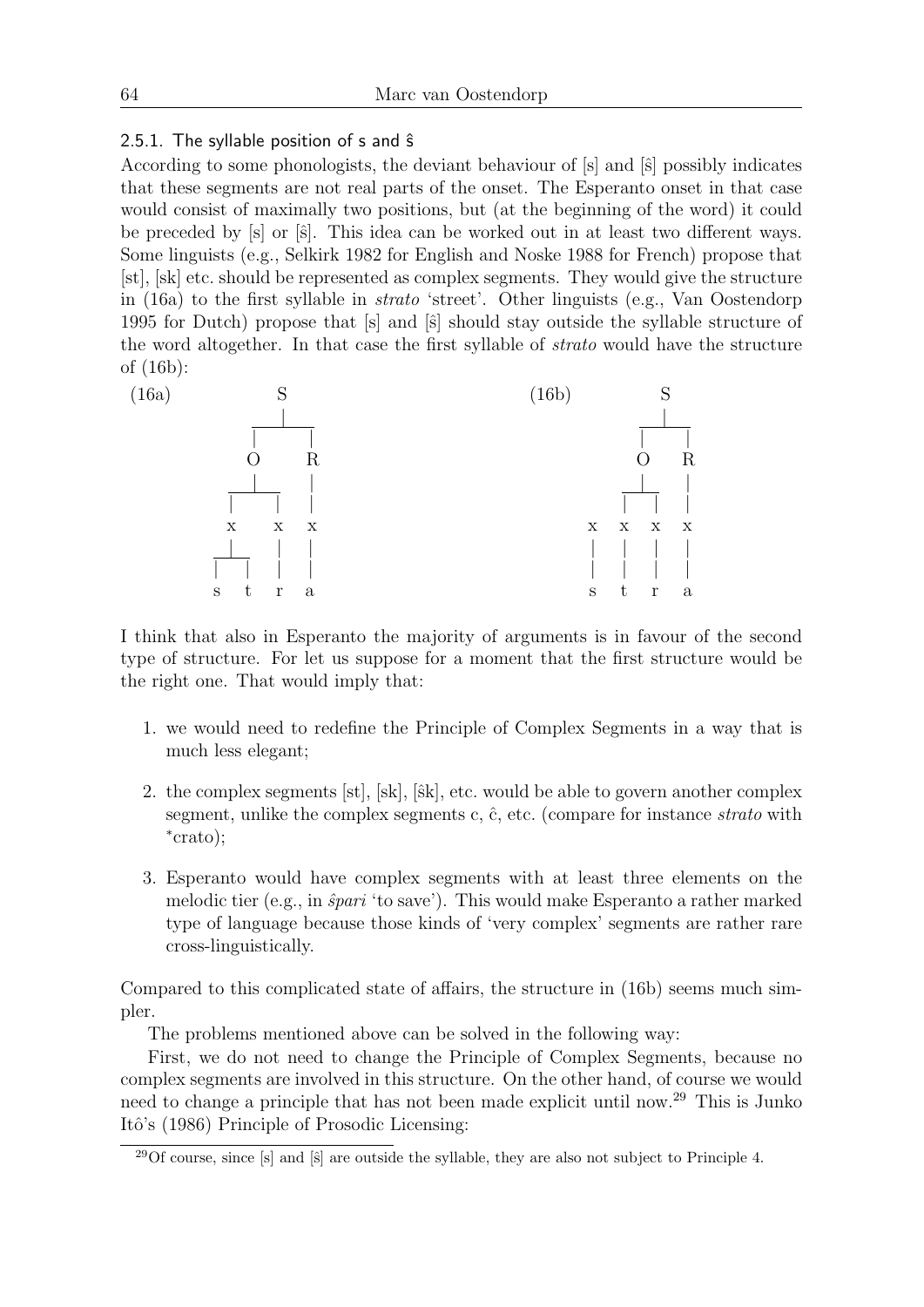#### 2.5.1. The syllable position of s and ŝ

According to some phonologists, the deviant behaviour of [s] and [ŝ] possibly indicates that these segments are not real parts of the onset. The Esperanto onset in that case would consist of maximally two positions, but (at the beginning of the word) it could be preceded by [s] or [ŝ]. This idea can be worked out in at least two different ways. Some linguists (e.g., Selkirk 1982 for English and Noske 1988 for French) propose that [st], [sk] etc. should be represented as complex segments. They would give the structure in (16a) to the first syllable in *strato* 'street'. Other linguists (e.g., Van Oostendorp 1995 for Dutch) propose that [s] and [ŝ] should stay outside the syllable structure of the word altogether. In that case the first syllable of *strato* would have the structure of (16b):

```
(16a)         S                         (16b)        S
            __|__                                  __|__
           |     |                                |     |
           O     R                                O     R
         __|__   |                              __|__   |
        |     |  |                             |   |    |
        x     x  x                         x   x   x    x
      __|__   |  |                         |   |   |    |
     |     |  |  |                         |   |   |    |
     s     t  r  a                         s   t   r    a
```

I think that also in Esperanto the majority of arguments is in favour of the second type of structure. For let us suppose for a moment that the first structure would be the right one. That would imply that:

1. we would need to redefine the Principle of Complex Segments in a way that is much less elegant;
2. the complex segments [st], [sk], [ŝk], etc. would be able to govern another complex segment, unlike the complex segments c, ĉ, etc. (compare for instance *strato* with *crato);
3. Esperanto would have complex segments with at least three elements on the melodic tier (e.g., in *ŝpari* 'to save'). This would make Esperanto a rather marked type of language because those kinds of 'very complex' segments are rather rare cross-linguistically.

Compared to this complicated state of affairs, the structure in (16b) seems much simpler.

The problems mentioned above can be solved in the following way:

First, we do not need to change the Principle of Complex Segments, because no complex segments are involved in this structure. On the other hand, of course we would need to change a principle that has not been made explicit until now.[29] This is Junko Itô's (1986) Principle of Prosodic Licensing:

[29] Of course, since [s] and [ŝ] are outside the syllable, they are also not subject to Principle 4.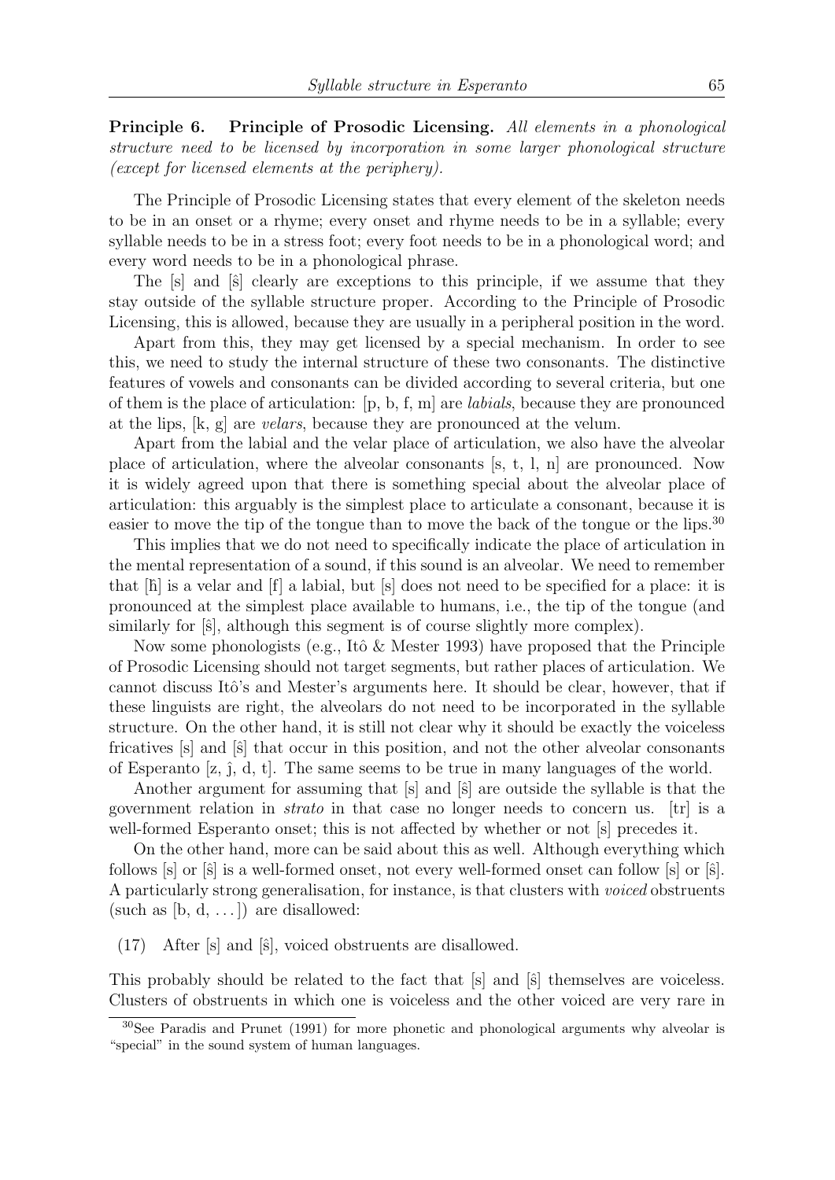**Principle 6. Principle of Prosodic Licensing.** *All elements in a phonological structure need to be licensed by incorporation in some larger phonological structure (except for licensed elements at the periphery).*

The Principle of Prosodic Licensing states that every element of the skeleton needs to be in an onset or a rhyme; every onset and rhyme needs to be in a syllable; every syllable needs to be in a stress foot; every foot needs to be in a phonological word; and every word needs to be in a phonological phrase.

The [s] and [ŝ] clearly are exceptions to this principle, if we assume that they stay outside of the syllable structure proper. According to the Principle of Prosodic Licensing, this is allowed, because they are usually in a peripheral position in the word.

Apart from this, they may get licensed by a special mechanism. In order to see this, we need to study the internal structure of these two consonants. The distinctive features of vowels and consonants can be divided according to several criteria, but one of them is the place of articulation: [p, b, f, m] are *labials*, because they are pronounced at the lips, [k, g] are *velars*, because they are pronounced at the velum.

Apart from the labial and the velar place of articulation, we also have the alveolar place of articulation, where the alveolar consonants [s, t, l, n] are pronounced. Now it is widely agreed upon that there is something special about the alveolar place of articulation: this arguably is the simplest place to articulate a consonant, because it is easier to move the tip of the tongue than to move the back of the tongue or the lips.[30]

This implies that we do not need to specifically indicate the place of articulation in the mental representation of a sound, if this sound is an alveolar. We need to remember that [ĥ] is a velar and [f] a labial, but [s] does not need to be specified for a place: it is pronounced at the simplest place available to humans, i.e., the tip of the tongue (and similarly for [ŝ], although this segment is of course slightly more complex).

Now some phonologists (e.g., Itô & Mester 1993) have proposed that the Principle of Prosodic Licensing should not target segments, but rather places of articulation. We cannot discuss Itô's and Mester's arguments here. It should be clear, however, that if these linguists are right, the alveolars do not need to be incorporated in the syllable structure. On the other hand, it is still not clear why it should be exactly the voiceless fricatives [s] and [ŝ] that occur in this position, and not the other alveolar consonants of Esperanto [z, ĵ, d, t]. The same seems to be true in many languages of the world.

Another argument for assuming that [s] and [ŝ] are outside the syllable is that the government relation in *strato* in that case no longer needs to concern us. [tr] is a well-formed Esperanto onset; this is not affected by whether or not [s] precedes it.

On the other hand, more can be said about this as well. Although everything which follows [s] or [ŝ] is a well-formed onset, not every well-formed onset can follow [s] or [ŝ]. A particularly strong generalisation, for instance, is that clusters with *voiced* obstruents (such as [b, d, ...]) are disallowed:

(17) After [s] and [ŝ], voiced obstruents are disallowed.

This probably should be related to the fact that [s] and [ŝ] themselves are voiceless. Clusters of obstruents in which one is voiceless and the other voiced are very rare in

[30] See Paradis and Prunet (1991) for more phonetic and phonological arguments why alveolar is "special" in the sound system of human languages.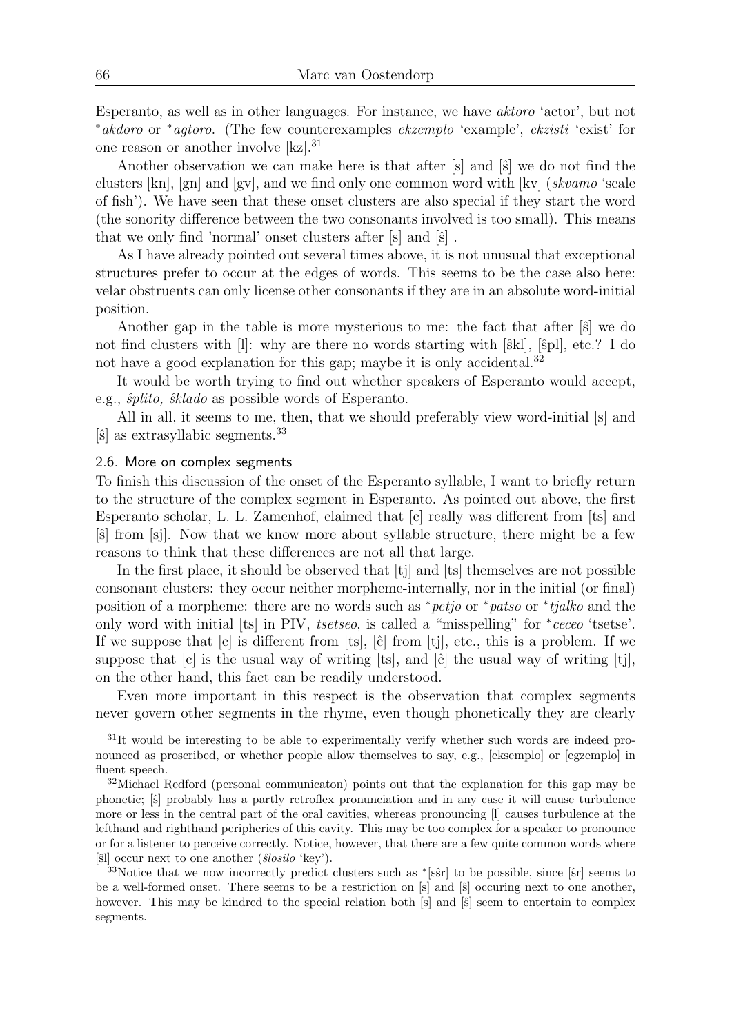Esperanto, as well as in other languages. For instance, we have *aktoro* 'actor', but not **akdoro* or **agtoro*. (The few counterexamples *ekzemplo* 'example', *ekzisti* 'exist' for one reason or another involve [kz].[31]

Another observation we can make here is that after [s] and [ŝ] we do not find the clusters [kn], [gn] and [gv], and we find only one common word with [kv] (*skvamo* 'scale of fish'). We have seen that these onset clusters are also special if they start the word (the sonority difference between the two consonants involved is too small). This means that we only find 'normal' onset clusters after [s] and [ŝ] .

As I have already pointed out several times above, it is not unusual that exceptional structures prefer to occur at the edges of words. This seems to be the case also here: velar obstruents can only license other consonants if they are in an absolute word-initial position.

Another gap in the table is more mysterious to me: the fact that after [ŝ] we do not find clusters with [l]: why are there no words starting with [ŝkl], [ŝpl], etc.? I do not have a good explanation for this gap; maybe it is only accidental.[32]

It would be worth trying to find out whether speakers of Esperanto would accept, e.g., *ŝplito, ŝklado* as possible words of Esperanto.

All in all, it seems to me, then, that we should preferably view word-initial [s] and [ŝ] as extrasyllabic segments.[33]

### 2.6. More on complex segments

To finish this discussion of the onset of the Esperanto syllable, I want to briefly return to the structure of the complex segment in Esperanto. As pointed out above, the first Esperanto scholar, L. L. Zamenhof, claimed that [c] really was different from [ts] and [ŝ] from [sj]. Now that we know more about syllable structure, there might be a few reasons to think that these differences are not all that large.

In the first place, it should be observed that [tj] and [ts] themselves are not possible consonant clusters: they occur neither morpheme-internally, nor in the initial (or final) position of a morpheme: there are no words such as **petjo* or **patso* or **tjalko* and the only word with initial [ts] in PIV, *tsetseo*, is called a "misspelling" for **ceceo* 'tsetse'. If we suppose that [c] is different from [ts], [ĉ] from [tj], etc., this is a problem. If we suppose that [c] is the usual way of writing [ts], and [ĉ] the usual way of writing [tj], on the other hand, this fact can be readily understood.

Even more important in this respect is the observation that complex segments never govern other segments in the rhyme, even though phonetically they are clearly

---

[31]It would be interesting to be able to experimentally verify whether such words are indeed pronounced as proscribed, or whether people allow themselves to say, e.g., [eksemplo] or [egzemplo] in fluent speech.

[32]Michael Redford (personal communicaton) points out that the explanation for this gap may be phonetic; [ŝ] probably has a partly retroflex pronunciation and in any case it will cause turbulence more or less in the central part of the oral cavities, whereas pronouncing [l] causes turbulence at the lefthand and righthand peripheries of this cavity. This may be too complex for a speaker to pronounce or for a listener to perceive correctly. Notice, however, that there are a few quite common words where [ŝl] occur next to one another (*ŝlosilo* 'key').

[33]Notice that we now incorrectly predict clusters such as *[sŝr] to be possible, since [ŝr] seems to be a well-formed onset. There seems to be a restriction on [s] and [ŝ] occuring next to one another, however. This may be kindred to the special relation both [s] and [ŝ] seem to entertain to complex segments.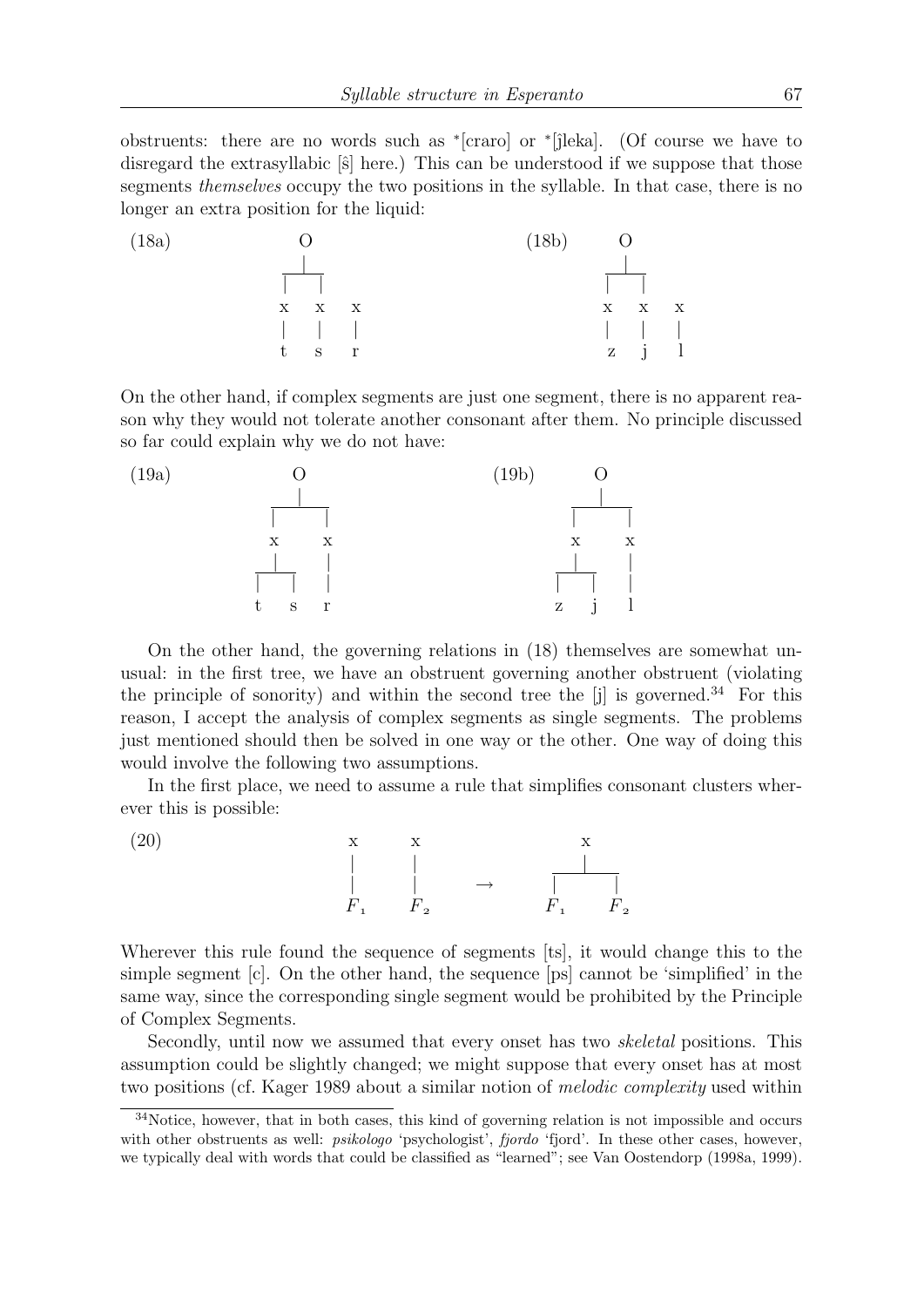obstruents: there are no words such as *[craro] or *[ĵleka]. (Of course we have to disregard the extrasyllabic [ŝ] here.) This can be understood if we suppose that those segments *themselves* occupy the two positions in the syllable. In that case, there is no longer an extra position for the liquid:

```
(18a)      O                    (18b)    O
           |                             |
        ___|___                       ___|___
       |       |                     |       |
       x       x     x               x       x     x
       |       |     |               |       |     |
       t       s     r               z       j     l
```

On the other hand, if complex segments are just one segment, there is no apparent reason why they would not tolerate another consonant after them. No principle discussed so far could explain why we do not have:

```
(19a)        O                  (19b)        O
             |                               |
        _____|_____                     _____|_____
       |           |                   |           |
       x           x                   x           x
       |           |                   |           |
    ___|___        |                ___|___        |
   |       |       |               |       |       |
   t       s       r               z       j       l
```

On the other hand, the governing relations in (18) themselves are somewhat unusual: in the first tree, we have an obstruent governing another obstruent (violating the principle of sonority) and within the second tree the [j] is governed.[34] For this reason, I accept the analysis of complex segments as single segments. The problems just mentioned should then be solved in one way or the other. One way of doing this would involve the following two assumptions.

In the first place, we need to assume a rule that simplifies consonant clusters wherever this is possible:

```
(20)    x       x                    x
        |       |                    |
        |       |        →       ____|____
        |       |               |         |
        F1      F2              F1        F2
```

Wherever this rule found the sequence of segments [ts], it would change this to the simple segment [c]. On the other hand, the sequence [ps] cannot be 'simplified' in the same way, since the corresponding single segment would be prohibited by the Principle of Complex Segments.

Secondly, until now we assumed that every onset has two *skeletal* positions. This assumption could be slightly changed; we might suppose that every onset has at most two positions (cf. Kager 1989 about a similar notion of *melodic complexity* used within

---

[34] Notice, however, that in both cases, this kind of governing relation is not impossible and occurs with other obstruents as well: *psikologo* 'psychologist', *fjordo* 'fjord'. In these other cases, however, we typically deal with words that could be classified as "learned"; see Van Oostendorp (1998a, 1999).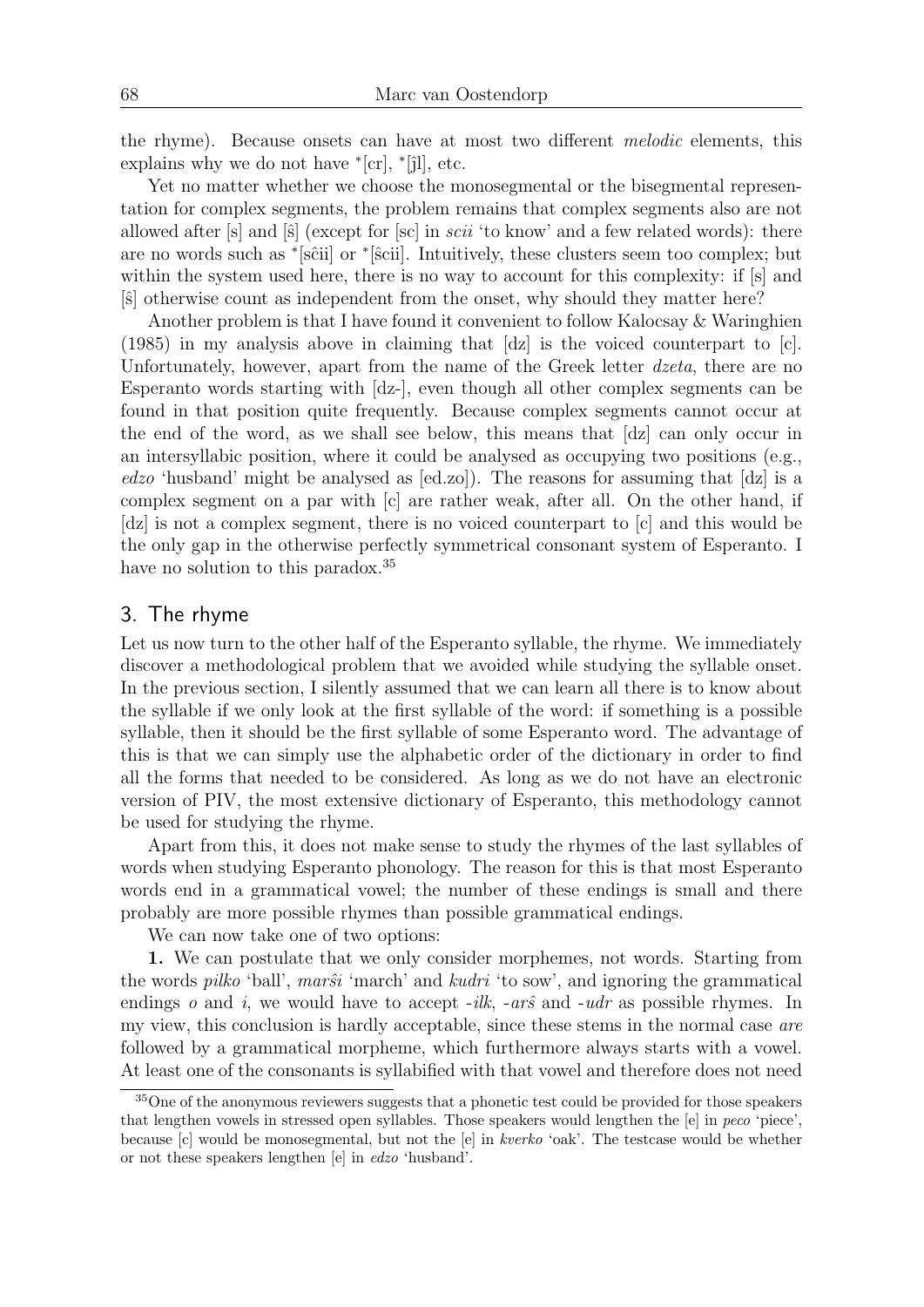the rhyme). Because onsets can have at most two different *melodic* elements, this explains why we do not have *[cr], *[ĵl], etc.

Yet no matter whether we choose the monosegmental or the bisegmental representation for complex segments, the problem remains that complex segments also are not allowed after [s] and [ŝ] (except for [sc] in *scii* 'to know' and a few related words): there are no words such as *[sĉii] or *[ŝcii]. Intuitively, these clusters seem too complex; but within the system used here, there is no way to account for this complexity: if [s] and [ŝ] otherwise count as independent from the onset, why should they matter here?

Another problem is that I have found it convenient to follow Kalocsay & Waringhien (1985) in my analysis above in claiming that [dz] is the voiced counterpart to [c]. Unfortunately, however, apart from the name of the Greek letter *dzeta*, there are no Esperanto words starting with [dz-], even though all other complex segments can be found in that position quite frequently. Because complex segments cannot occur at the end of the word, as we shall see below, this means that [dz] can only occur in an intersyllabic position, where it could be analysed as occupying two positions (e.g., *edzo* 'husband' might be analysed as [ed.zo]). The reasons for assuming that [dz] is a complex segment on a par with [c] are rather weak, after all. On the other hand, if [dz] is not a complex segment, there is no voiced counterpart to [c] and this would be the only gap in the otherwise perfectly symmetrical consonant system of Esperanto. I have no solution to this paradox.[35]

## 3. The rhyme

Let us now turn to the other half of the Esperanto syllable, the rhyme. We immediately discover a methodological problem that we avoided while studying the syllable onset. In the previous section, I silently assumed that we can learn all there is to know about the syllable if we only look at the first syllable of the word: if something is a possible syllable, then it should be the first syllable of some Esperanto word. The advantage of this is that we can simply use the alphabetic order of the dictionary in order to find all the forms that needed to be considered. As long as we do not have an electronic version of PIV, the most extensive dictionary of Esperanto, this methodology cannot be used for studying the rhyme.

Apart from this, it does not make sense to study the rhymes of the last syllables of words when studying Esperanto phonology. The reason for this is that most Esperanto words end in a grammatical vowel; the number of these endings is small and there probably are more possible rhymes than possible grammatical endings.

We can now take one of two options:

**1.** We can postulate that we only consider morphemes, not words. Starting from the words *pilko* 'ball', *marŝi* 'march' and *kudri* 'to sow', and ignoring the grammatical endings *o* and *i*, we would have to accept *-ilk*, *-arŝ* and *-udr* as possible rhymes. In my view, this conclusion is hardly acceptable, since these stems in the normal case *are* followed by a grammatical morpheme, which furthermore always starts with a vowel. At least one of the consonants is syllabified with that vowel and therefore does not need

---

[35] One of the anonymous reviewers suggests that a phonetic test could be provided for those speakers that lengthen vowels in stressed open syllables. Those speakers would lengthen the [e] in *peco* 'piece', because [c] would be monosegmental, but not the [e] in *kverko* 'oak'. The testcase would be whether or not these speakers lengthen [e] in *edzo* 'husband'.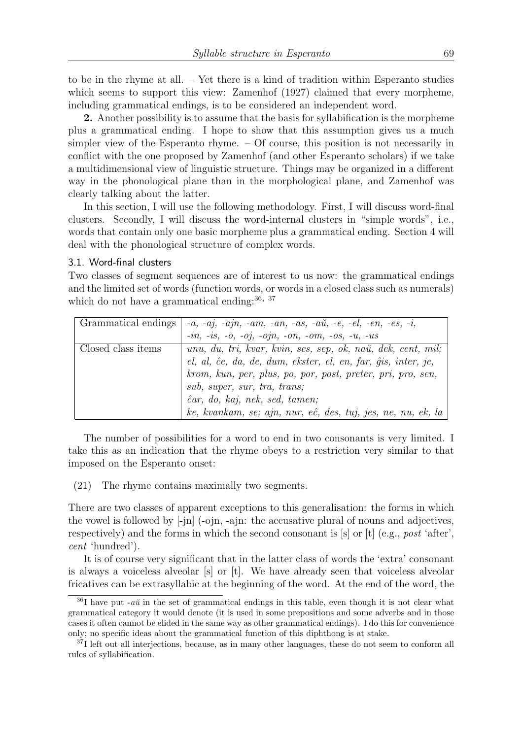to be in the rhyme at all. – Yet there is a kind of tradition within Esperanto studies which seems to support this view: Zamenhof (1927) claimed that every morpheme, including grammatical endings, is to be considered an independent word.

**2.** Another possibility is to assume that the basis for syllabification is the morpheme plus a grammatical ending. I hope to show that this assumption gives us a much simpler view of the Esperanto rhyme. – Of course, this position is not necessarily in conflict with the one proposed by Zamenhof (and other Esperanto scholars) if we take a multidimensional view of linguistic structure. Things may be organized in a different way in the phonological plane than in the morphological plane, and Zamenhof was clearly talking about the latter.

In this section, I will use the following methodology. First, I will discuss word-final clusters. Secondly, I will discuss the word-internal clusters in "simple words", i.e., words that contain only one basic morpheme plus a grammatical ending. Section 4 will deal with the phonological structure of complex words.

### 3.1. Word-final clusters

Two classes of segment sequences are of interest to us now: the grammatical endings and the limited set of words (function words, or words in a closed class such as numerals) which do not have a grammatical ending:[36, 37]

| | |
|---|---|
| Grammatical endings | *-a, -aj, -ajn, -am, -an, -as, -aŭ, -e, -el, -en, -es, -i, -in, -is, -o, -oj, -ojn, -on, -om, -os, -u, -us* |
| Closed class items | *unu, du, tri, kvar, kvin, ses, sep, ok, naŭ, dek, cent, mil; el, al, ĉe, da, de, dum, ekster, el, en, far, ĝis, inter, je, krom, kun, per, plus, po, por, post, preter, pri, pro, sen, sub, super, sur, tra, trans; ĉar, do, kaj, nek, sed, tamen; ke, kvankam, se; ajn, nur, eĉ, des, tuj, jes, ne, nu, ek, la* |

The number of possibilities for a word to end in two consonants is very limited. I take this as an indication that the rhyme obeys to a restriction very similar to that imposed on the Esperanto onset:

(21) The rhyme contains maximally two segments.

There are two classes of apparent exceptions to this generalisation: the forms in which the vowel is followed by [-jn] (-ojn, -ajn: the accusative plural of nouns and adjectives, respectively) and the forms in which the second consonant is [s] or [t] (e.g., *post* 'after', *cent* 'hundred').

It is of course very significant that in the latter class of words the 'extra' consonant is always a voiceless alveolar [s] or [t]. We have already seen that voiceless alveolar fricatives can be extrasyllabic at the beginning of the word. At the end of the word, the

---

[36] I have put *-aŭ* in the set of grammatical endings in this table, even though it is not clear what grammatical category it would denote (it is used in some prepositions and some adverbs and in those cases it often cannot be elided in the same way as other grammatical endings). I do this for convenience only; no specific ideas about the grammatical function of this diphthong is at stake.

[37] I left out all interjections, because, as in many other languages, these do not seem to conform all rules of syllabification.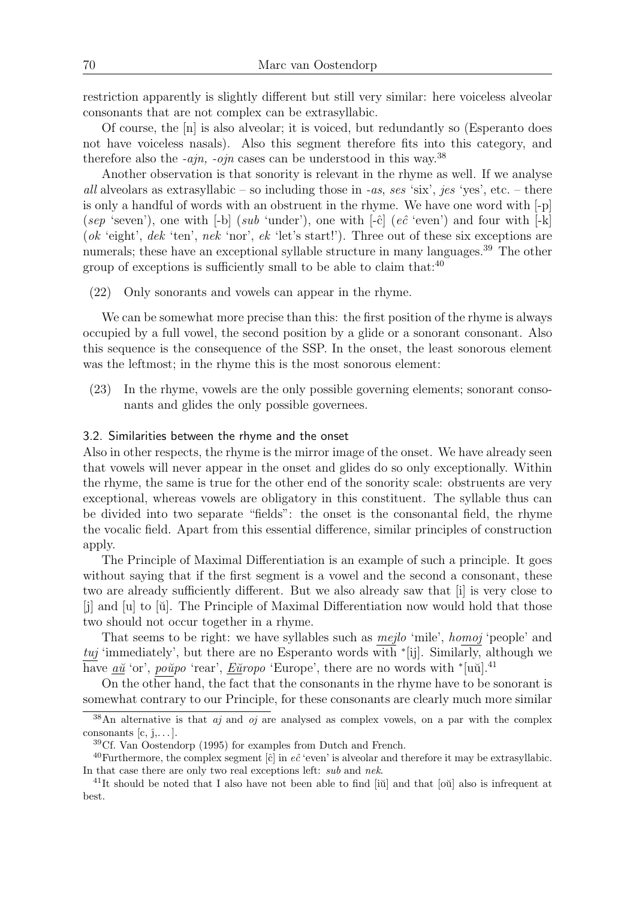restriction apparently is slightly different but still very similar: here voiceless alveolar consonants that are not complex can be extrasyllabic.

Of course, the [n] is also alveolar; it is voiced, but redundantly so (Esperanto does not have voiceless nasals). Also this segment therefore fits into this category, and therefore also the *-ajn, -ojn* cases can be understood in this way.[38]

Another observation is that sonority is relevant in the rhyme as well. If we analyse *all* alveolars as extrasyllabic – so including those in *-as*, *ses* 'six', *jes* 'yes', etc. – there is only a handful of words with an obstruent in the rhyme. We have one word with [-p] (*sep* 'seven'), one with [-b] (*sub* 'under'), one with [-ĉ] (*eĉ* 'even') and four with [-k] (*ok* 'eight', *dek* 'ten', *nek* 'nor', *ek* 'let's start!'). Three out of these six exceptions are numerals; these have an exceptional syllable structure in many languages.[39] The other group of exceptions is sufficiently small to be able to claim that:[40]

(22) Only sonorants and vowels can appear in the rhyme.

We can be somewhat more precise than this: the first position of the rhyme is always occupied by a full vowel, the second position by a glide or a sonorant consonant. Also this sequence is the consequence of the SSP. In the onset, the least sonorous element was the leftmost; in the rhyme this is the most sonorous element:

(23) In the rhyme, vowels are the only possible governing elements; sonorant consonants and glides the only possible governees.

### 3.2. Similarities between the rhyme and the onset

Also in other respects, the rhyme is the mirror image of the onset. We have already seen that vowels will never appear in the onset and glides do so only exceptionally. Within the rhyme, the same is true for the other end of the sonority scale: obstruents are very exceptional, whereas vowels are obligatory in this constituent. The syllable thus can be divided into two separate "fields": the onset is the consonantal field, the rhyme the vocalic field. Apart from this essential difference, similar principles of construction apply.

The Principle of Maximal Differentiation is an example of such a principle. It goes without saying that if the first segment is a vowel and the second a consonant, these two are already sufficiently different. But we also already saw that [i] is very close to [j] and [u] to [ŭ]. The Principle of Maximal Differentiation now would hold that those two should not occur together in a rhyme.

That seems to be right: we have syllables such as <u>*mej*</u>*lo* 'mile', *ho*<u>*moj*</u> 'people' and <u>*tuj*</u> 'immediately', but there are no Esperanto words with *[ij]. Similarly, although we have <u>*aŭ*</u> 'or', <u>*poŭ*</u>*po* 'rear', <u>*Eŭ*</u>*ropo* 'Europe', there are no words with *[uŭ].[41]

On the other hand, the fact that the consonants in the rhyme have to be sonorant is somewhat contrary to our Principle, for these consonants are clearly much more similar

---

[38] An alternative is that *aj* and *oj* are analysed as complex vowels, on a par with the complex consonants [c, ĵ,...].

[39] Cf. Van Oostendorp (1995) for examples from Dutch and French.

[40] Furthermore, the complex segment [ĉ] in *eĉ* 'even' is alveolar and therefore it may be extrasyllabic. In that case there are only two real exceptions left: *sub* and *nek*.

[41] It should be noted that I also have not been able to find [iŭ] and that [oŭ] also is infrequent at best.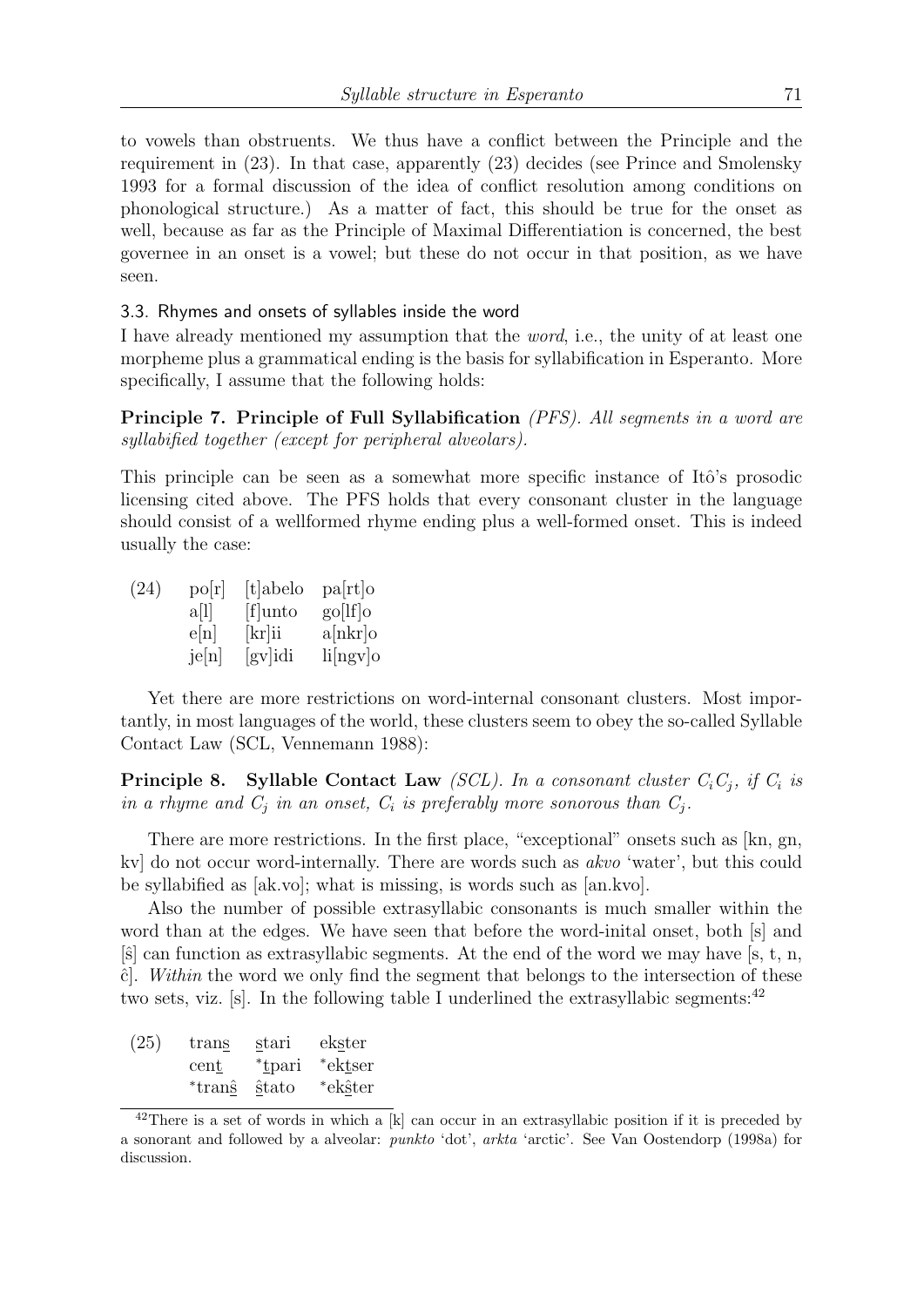to vowels than obstruents. We thus have a conflict between the Principle and the requirement in (23). In that case, apparently (23) decides (see Prince and Smolensky 1993 for a formal discussion of the idea of conflict resolution among conditions on phonological structure.) As a matter of fact, this should be true for the onset as well, because as far as the Principle of Maximal Differentiation is concerned, the best governee in an onset is a vowel; but these do not occur in that position, as we have seen.

### 3.3. Rhymes and onsets of syllables inside the word

I have already mentioned my assumption that the *word*, i.e., the unity of at least one morpheme plus a grammatical ending is the basis for syllabification in Esperanto. More specifically, I assume that the following holds:

**Principle 7. Principle of Full Syllabification** *(PFS). All segments in a word are syllabified together (except for peripheral alveolars).*

This principle can be seen as a somewhat more specific instance of Itô's prosodic licensing cited above. The PFS holds that every consonant cluster in the language should consist of a wellformed rhyme ending plus a well-formed onset. This is indeed usually the case:

| (24) | po[r] | [t]abelo | pa[rt]o |
|---|---|---|---|
| | a[l] | [f]unto | go[lf]o |
| | e[n] | [kr]ii | a[nkr]o |
| | je[n] | [gv]idi | li[ngv]o |

Yet there are more restrictions on word-internal consonant clusters. Most importantly, in most languages of the world, these clusters seem to obey the so-called Syllable Contact Law (SCL, Vennemann 1988):

**Principle 8. Syllable Contact Law** *(SCL). In a consonant cluster $C_iC_j$, if $C_i$ is in a rhyme and $C_j$ in an onset, $C_i$ is preferably more sonorous than $C_j$.*

There are more restrictions. In the first place, "exceptional" onsets such as [kn, gn, kv] do not occur word-internally. There are words such as *akvo* 'water', but this could be syllabified as [ak.vo]; what is missing, is words such as [an.kvo].

Also the number of possible extrasyllabic consonants is much smaller within the word than at the edges. We have seen that before the word-inital onset, both [s] and [ŝ] can function as extrasyllabic segments. At the end of the word we may have [s, t, n, ĉ]. *Within* the word we only find the segment that belongs to the intersection of these two sets, viz. [s]. In the following table I underlined the extrasyllabic segments:[42]

| (25) | tran<u>s</u> | <u>s</u>tari | ek<u>s</u>ter |
|---|---|---|---|
| | cen<u>t</u> | *<u>t</u>pari | *ek<u>t</u>ser |
| | *tran<u>ŝ</u> | <u>ŝ</u>tato | *ek<u>ŝ</u>ter |

[42] There is a set of words in which a [k] can occur in an extrasyllabic position if it is preceded by a sonorant and followed by a alveolar: *punkto* 'dot', *arkta* 'arctic'. See Van Oostendorp (1998a) for discussion.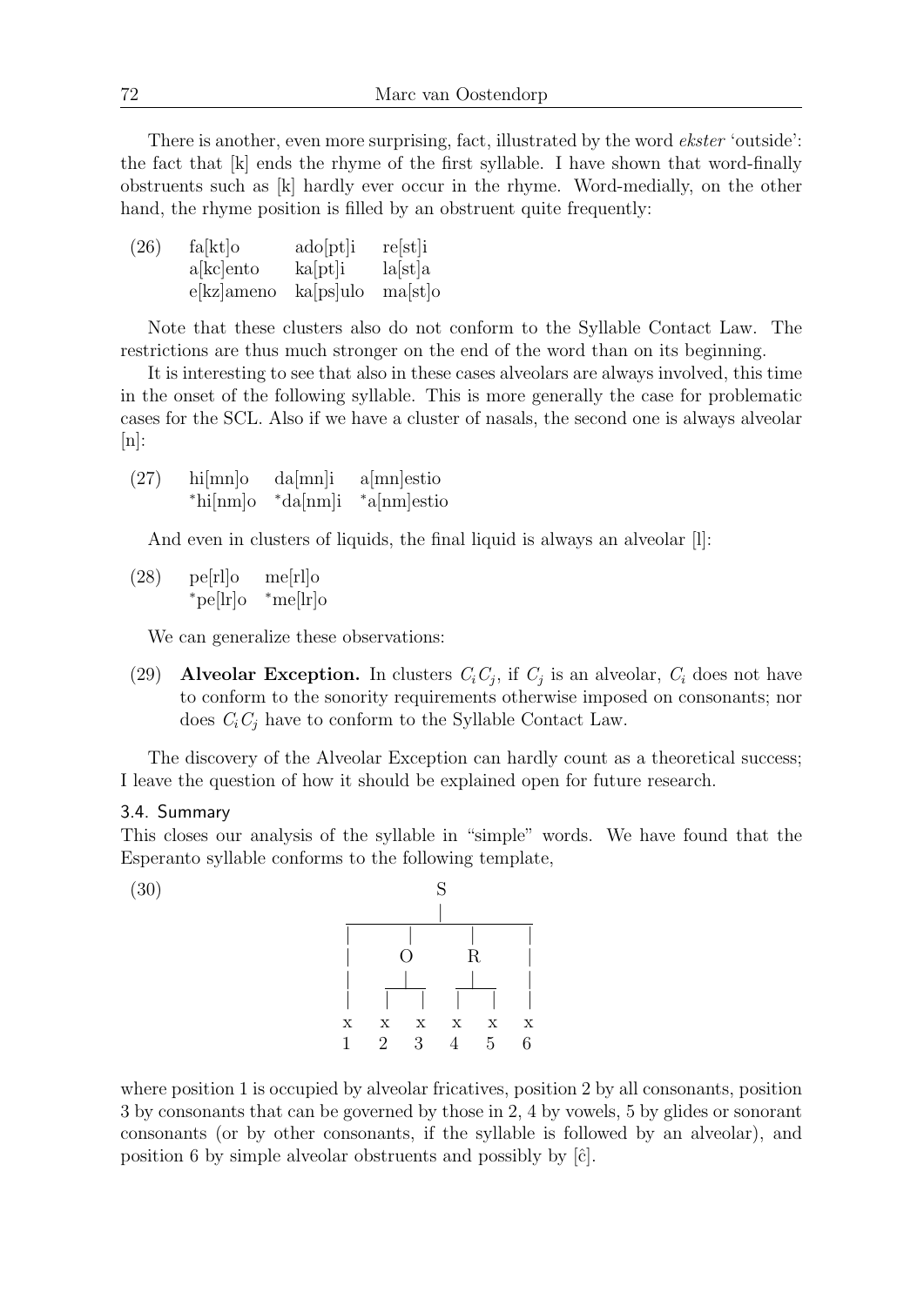There is another, even more surprising, fact, illustrated by the word *ekster* 'outside': the fact that [k] ends the rhyme of the first syllable. I have shown that word-finally obstruents such as [k] hardly ever occur in the rhyme. Word-medially, on the other hand, the rhyme position is filled by an obstruent quite frequently:

(26)

| | | |
|---|---|---|
| fa[kt]o | ado[pt]i | re[st]i |
| a[kc]ento | ka[pt]i | la[st]a |
| e[kz]ameno | ka[ps]ulo | ma[st]o |

Note that these clusters also do not conform to the Syllable Contact Law. The restrictions are thus much stronger on the end of the word than on its beginning.

It is interesting to see that also in these cases alveolars are always involved, this time in the onset of the following syllable. This is more generally the case for problematic cases for the SCL. Also if we have a cluster of nasals, the second one is always alveolar [n]:

(27)

| | | |
|---|---|---|
| hi[mn]o | da[mn]i | a[mn]estio |
| \*hi[nm]o | \*da[nm]i | \*a[nm]estio |

And even in clusters of liquids, the final liquid is always an alveolar [l]:

(28)

| | |
|---|---|
| pe[rl]o | me[rl]o |
| \*pe[lr]o | \*me[lr]o |

We can generalize these observations:

(29) **Alveolar Exception.** In clusters $C_iC_j$, if $C_j$ is an alveolar, $C_i$ does not have to conform to the sonority requirements otherwise imposed on consonants; nor does $C_iC_j$ have to conform to the Syllable Contact Law.

The discovery of the Alveolar Exception can hardly count as a theoretical success; I leave the question of how it should be explained open for future research.

### 3.4. Summary

This closes our analysis of the syllable in "simple" words. We have found that the Esperanto syllable conforms to the following template,

(30)

```
                 S
                 |
     ---------------------------
     |      |          |       |
     |      O          R       |
     |    __|__      __|__     |
     |    |   |      |   |     |
     x    x   x      x   x     x
     1    2   3      4   5     6
```

where position 1 is occupied by alveolar fricatives, position 2 by all consonants, position 3 by consonants that can be governed by those in 2, 4 by vowels, 5 by glides or sonorant consonants (or by other consonants, if the syllable is followed by an alveolar), and position 6 by simple alveolar obstruents and possibly by [ĉ].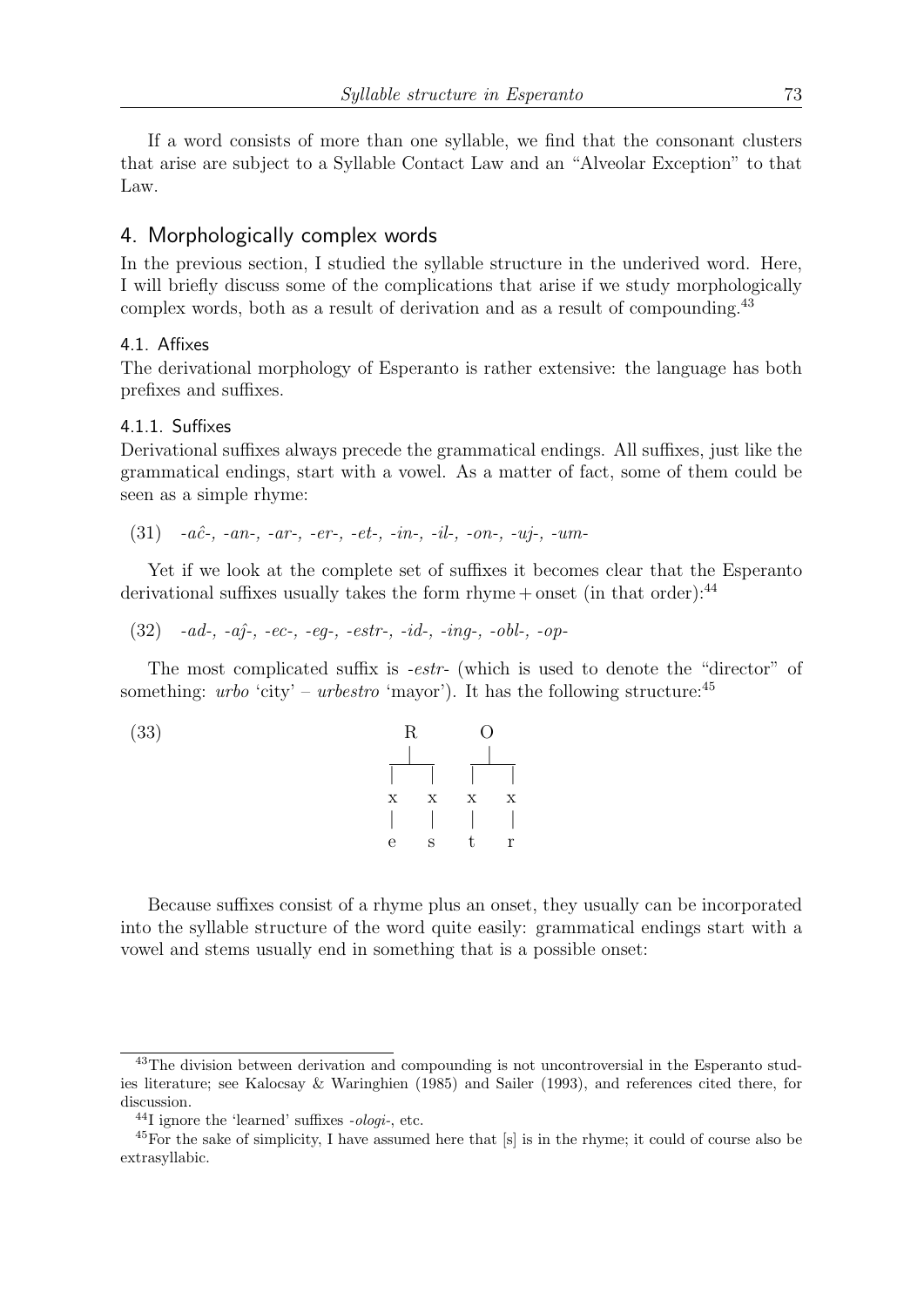If a word consists of more than one syllable, we find that the consonant clusters that arise are subject to a Syllable Contact Law and an "Alveolar Exception" to that Law.

## 4. Morphologically complex words

In the previous section, I studied the syllable structure in the underived word. Here, I will briefly discuss some of the complications that arise if we study morphologically complex words, both as a result of derivation and as a result of compounding.[43]

### 4.1. Affixes

The derivational morphology of Esperanto is rather extensive: the language has both prefixes and suffixes.

#### 4.1.1. Suffixes

Derivational suffixes always precede the grammatical endings. All suffixes, just like the grammatical endings, start with a vowel. As a matter of fact, some of them could be seen as a simple rhyme:

(31) *-aĉ-, -an-, -ar-, -er-, -et-, -in-, -il-, -on-, -uj-, -um-*

Yet if we look at the complete set of suffixes it becomes clear that the Esperanto derivational suffixes usually takes the form rhyme + onset (in that order):[44]

(32) *-ad-, -aĵ-, -ec-, -eg-, -estr-, -id-, -ing-, -obl-, -op-*

The most complicated suffix is *-estr-* (which is used to denote the "director" of something: *urbo* 'city' – *urbestro* 'mayor'). It has the following structure:[45]

(33)
```
   R       O
 __|__   __|__
 |   |   |   |
 x   x   x   x
 |   |   |   |
 e   s   t   r
```

Because suffixes consist of a rhyme plus an onset, they usually can be incorporated into the syllable structure of the word quite easily: grammatical endings start with a vowel and stems usually end in something that is a possible onset:

---

[43] The division between derivation and compounding is not uncontroversial in the Esperanto studies literature; see Kalocsay & Waringhien (1985) and Sailer (1993), and references cited there, for discussion.

[44] I ignore the 'learned' suffixes *-ologi-*, etc.

[45] For the sake of simplicity, I have assumed here that [s] is in the rhyme; it could of course also be extrasyllabic.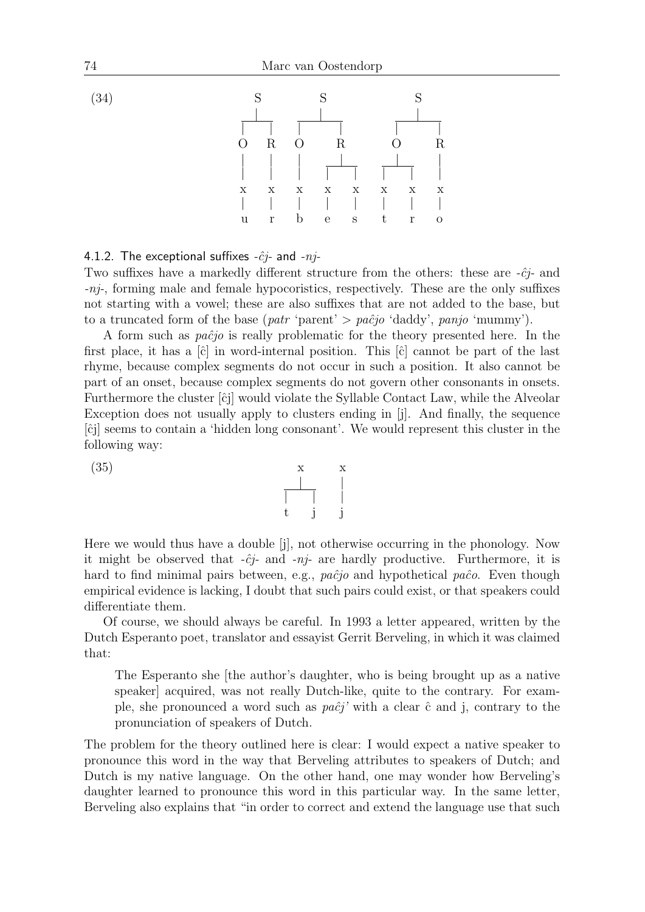(34)

```
      S          S              S
    __|__     ___|___        ___|___
    |   |     |     |        |     |
    O   R     O     R        O     R
    |   |     |    _|_      _|_    |
    |   |     |   |   |    |   |   |
    x   x     x   x   x    x   x   x
    |   |     |   |   |    |   |   |
    u   r     b   e   s    t   r   o
```

#### 4.1.2. The exceptional suffixes -*ĉj*- and -*nj*-

Two suffixes have a markedly different structure from the others: these are -*ĉj*- and -*nj*-, forming male and female hypocoristics, respectively. These are the only suffixes not starting with a vowel; these are also suffixes that are not added to the base, but to a truncated form of the base (*patr* 'parent' > *paĉjo* 'daddy', *panjo* 'mummy').

A form such as *paĉjo* is really problematic for the theory presented here. In the first place, it has a [ĉ] in word-internal position. This [ĉ] cannot be part of the last rhyme, because complex segments do not occur in such a position. It also cannot be part of an onset, because complex segments do not govern other consonants in onsets. Furthermore the cluster [ĉj] would violate the Syllable Contact Law, while the Alveolar Exception does not usually apply to clusters ending in [j]. And finally, the sequence [ĉj] seems to contain a 'hidden long consonant'. We would represent this cluster in the following way:

(35)

```
    x     x
   _|_    |
  |   |   |
  t   j   j
```

Here we would thus have a double [j], not otherwise occurring in the phonology. Now it might be observed that -*ĉj*- and -*nj*- are hardly productive. Furthermore, it is hard to find minimal pairs between, e.g., *paĉjo* and hypothetical *paĉo*. Even though empirical evidence is lacking, I doubt that such pairs could exist, or that speakers could differentiate them.

Of course, we should always be careful. In 1993 a letter appeared, written by the Dutch Esperanto poet, translator and essayist Gerrit Berveling, in which it was claimed that:

> The Esperanto she [the author's daughter, who is being brought up as a native speaker] acquired, was not really Dutch-like, quite to the contrary. For example, she pronounced a word such as *paĉj'* with a clear ĉ and j, contrary to the pronunciation of speakers of Dutch.

The problem for the theory outlined here is clear: I would expect a native speaker to pronounce this word in the way that Berveling attributes to speakers of Dutch; and Dutch is my native language. On the other hand, one may wonder how Berveling's daughter learned to pronounce this word in this particular way. In the same letter, Berveling also explains that "in order to correct and extend the language use that such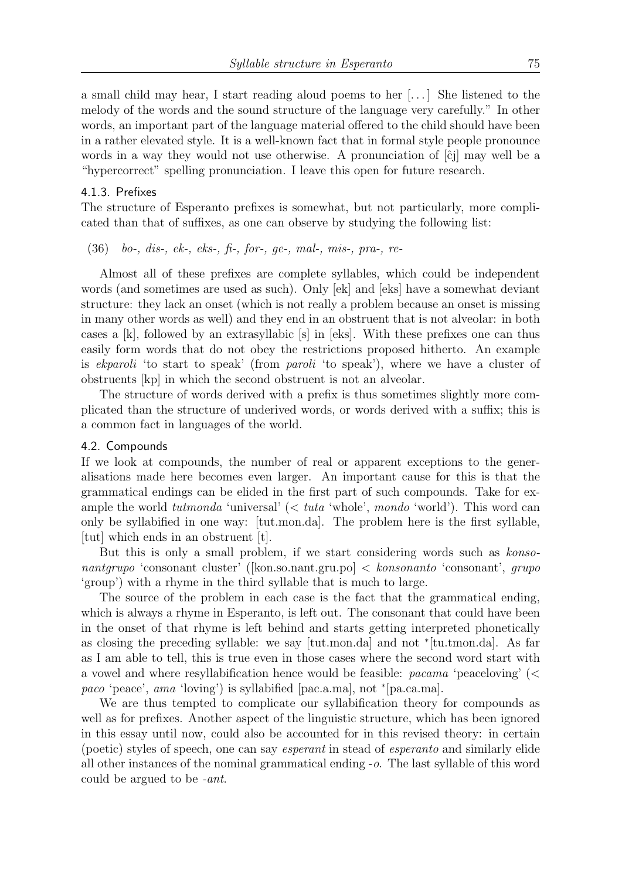a small child may hear, I start reading aloud poems to her [...] She listened to the melody of the words and the sound structure of the language very carefully." In other words, an important part of the language material offered to the child should have been in a rather elevated style. It is a well-known fact that in formal style people pronounce words in a way they would not use otherwise. A pronunciation of [ĉj] may well be a "hypercorrect" spelling pronunciation. I leave this open for future research.

#### 4.1.3. Prefixes

The structure of Esperanto prefixes is somewhat, but not particularly, more complicated than that of suffixes, as one can observe by studying the following list:

(36) *bo-, dis-, ek-, eks-, fi-, for-, ge-, mal-, mis-, pra-, re-*

Almost all of these prefixes are complete syllables, which could be independent words (and sometimes are used as such). Only [ek] and [eks] have a somewhat deviant structure: they lack an onset (which is not really a problem because an onset is missing in many other words as well) and they end in an obstruent that is not alveolar: in both cases a [k], followed by an extrasyllabic [s] in [eks]. With these prefixes one can thus easily form words that do not obey the restrictions proposed hitherto. An example is *ekparoli* 'to start to speak' (from *paroli* 'to speak'), where we have a cluster of obstruents [kp] in which the second obstruent is not an alveolar.

The structure of words derived with a prefix is thus sometimes slightly more complicated than the structure of underived words, or words derived with a suffix; this is a common fact in languages of the world.

### 4.2. Compounds

If we look at compounds, the number of real or apparent exceptions to the generalisations made here becomes even larger. An important cause for this is that the grammatical endings can be elided in the first part of such compounds. Take for example the world *tutmonda* 'universal' (< *tuta* 'whole', *mondo* 'world'). This word can only be syllabified in one way: [tut.mon.da]. The problem here is the first syllable, [tut] which ends in an obstruent [t].

But this is only a small problem, if we start considering words such as *konsonantgrupo* 'consonant cluster' ([kon.so.nant.gru.po] < *konsonanto* 'consonant', *grupo* 'group') with a rhyme in the third syllable that is much to large.

The source of the problem in each case is the fact that the grammatical ending, which is always a rhyme in Esperanto, is left out. The consonant that could have been in the onset of that rhyme is left behind and starts getting interpreted phonetically as closing the preceding syllable: we say [tut.mon.da] and not *[tu.tmon.da]. As far as I am able to tell, this is true even in those cases where the second word start with a vowel and where resyllabification hence would be feasible: *pacama* 'peaceloving' (< *paco* 'peace', *ama* 'loving') is syllabified [pac.a.ma], not *[pa.ca.ma].

We are thus tempted to complicate our syllabification theory for compounds as well as for prefixes. Another aspect of the linguistic structure, which has been ignored in this essay until now, could also be accounted for in this revised theory: in certain (poetic) styles of speech, one can say *esperant* in stead of *esperanto* and similarly elide all other instances of the nominal grammatical ending *-o*. The last syllable of this word could be argued to be *-ant*.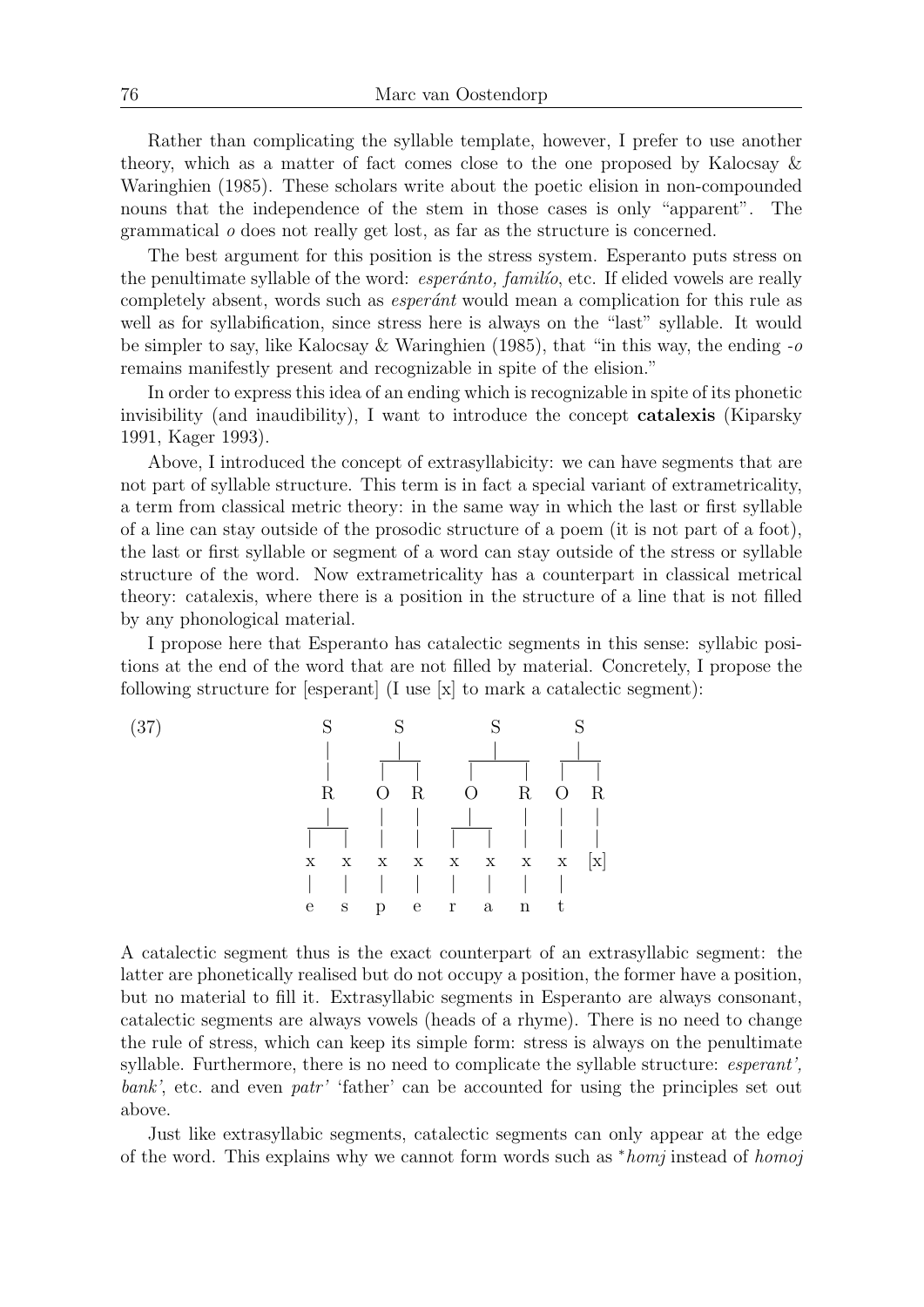Rather than complicating the syllable template, however, I prefer to use another theory, which as a matter of fact comes close to the one proposed by Kalocsay & Waringhien (1985). These scholars write about the poetic elision in non-compounded nouns that the independence of the stem in those cases is only "apparent". The grammatical *o* does not really get lost, as far as the structure is concerned.

The best argument for this position is the stress system. Esperanto puts stress on the penultimate syllable of the word: *esperánto, familío*, etc. If elided vowels are really completely absent, words such as *esperánt* would mean a complication for this rule as well as for syllabification, since stress here is always on the "last" syllable. It would be simpler to say, like Kalocsay & Waringhien (1985), that "in this way, the ending *-o* remains manifestly present and recognizable in spite of the elision."

In order to express this idea of an ending which is recognizable in spite of its phonetic invisibility (and inaudibility), I want to introduce the concept **catalexis** (Kiparsky 1991, Kager 1993).

Above, I introduced the concept of extrasyllabicity: we can have segments that are not part of syllable structure. This term is in fact a special variant of extrametricality, a term from classical metric theory: in the same way in which the last or first syllable of a line can stay outside of the prosodic structure of a poem (it is not part of a foot), the last or first syllable or segment of a word can stay outside of the stress or syllable structure of the word. Now extrametricality has a counterpart in classical metrical theory: catalexis, where there is a position in the structure of a line that is not filled by any phonological material.

I propose here that Esperanto has catalectic segments in this sense: syllabic positions at the end of the word that are not filled by material. Concretely, I propose the following structure for [esperant] (I use [x] to mark a catalectic segment):

```
(37)      S        S          S           S
          |        |          |           |
          |      __|__     ___|____     __|__
          |     |     |   |        |   |     |
          R     O     R   O        R   O     R
        __|__   |     |  _|__      |   |     |
       |     |  |     | |    |     |   |     |
       x     x  x     x x    x     x   x    [x]
       |     |  |     | |    |     |   |
       e     s  p     e r    a     n   t
```

A catalectic segment thus is the exact counterpart of an extrasyllabic segment: the latter are phonetically realised but do not occupy a position, the former have a position, but no material to fill it. Extrasyllabic segments in Esperanto are always consonant, catalectic segments are always vowels (heads of a rhyme). There is no need to change the rule of stress, which can keep its simple form: stress is always on the penultimate syllable. Furthermore, there is no need to complicate the syllable structure: *esperant', bank'*, etc. and even *patr'* 'father' can be accounted for using the principles set out above.

Just like extrasyllabic segments, catalectic segments can only appear at the edge of the word. This explains why we cannot form words such as *\*homj* instead of *homoj*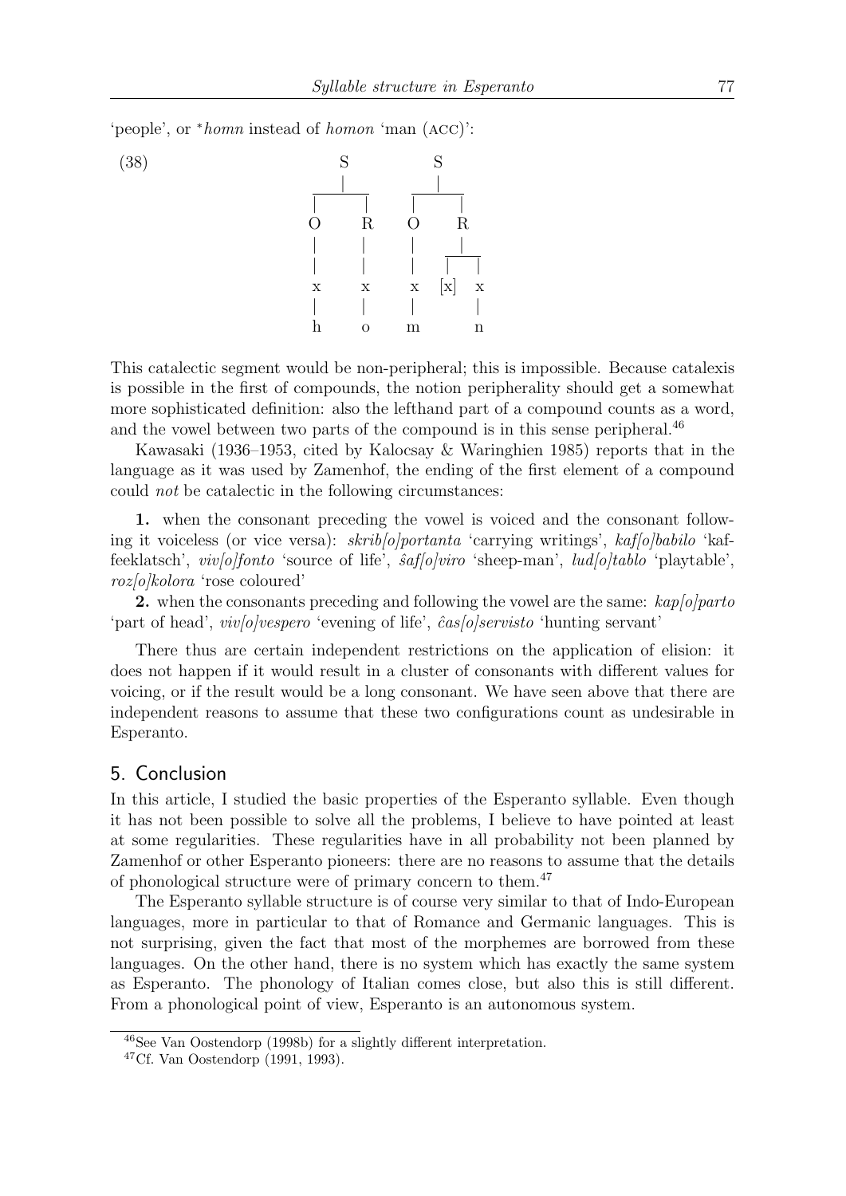'people', or \*homn instead of *homon* 'man (ACC)':

(38)

```
        S              S
     ___|___        ___|___
    |       |      |       |
    O       R      O       R
    |       |      |     __|__
    |       |      |    |     |
    x       x      x   [x]    x
    |       |      |          |
    h       o      m          n
```

This catalectic segment would be non-peripheral; this is impossible. Because catalexis is possible in the first of compounds, the notion peripherality should get a somewhat more sophisticated definition: also the lefthand part of a compound counts as a word, and the vowel between two parts of the compound is in this sense peripheral.[46]

Kawasaki (1936–1953, cited by Kalocsay & Waringhien 1985) reports that in the language as it was used by Zamenhof, the ending of the first element of a compound could *not* be catalectic in the following circumstances:

**1.** when the consonant preceding the vowel is voiced and the consonant following it voiceless (or vice versa): *skrib[o]portanta* 'carrying writings', *kaf[o]babilo* 'kaffeeklatsch', *viv[o]fonto* 'source of life', *ŝaf[o]viro* 'sheep-man', *lud[o]tablo* 'playtable', *roz[o]kolora* 'rose coloured'

**2.** when the consonants preceding and following the vowel are the same: *kap[o]parto* 'part of head', *viv[o]vespero* 'evening of life', *ĉas[o]servisto* 'hunting servant'

There thus are certain independent restrictions on the application of elision: it does not happen if it would result in a cluster of consonants with different values for voicing, or if the result would be a long consonant. We have seen above that there are independent reasons to assume that these two configurations count as undesirable in Esperanto.

## 5. Conclusion

In this article, I studied the basic properties of the Esperanto syllable. Even though it has not been possible to solve all the problems, I believe to have pointed at least at some regularities. These regularities have in all probability not been planned by Zamenhof or other Esperanto pioneers: there are no reasons to assume that the details of phonological structure were of primary concern to them.[47]

The Esperanto syllable structure is of course very similar to that of Indo-European languages, more in particular to that of Romance and Germanic languages. This is not surprising, given the fact that most of the morphemes are borrowed from these languages. On the other hand, there is no system which has exactly the same system as Esperanto. The phonology of Italian comes close, but also this is still different. From a phonological point of view, Esperanto is an autonomous system.

---

[46] See Van Oostendorp (1998b) for a slightly different interpretation.

[47] Cf. Van Oostendorp (1991, 1993).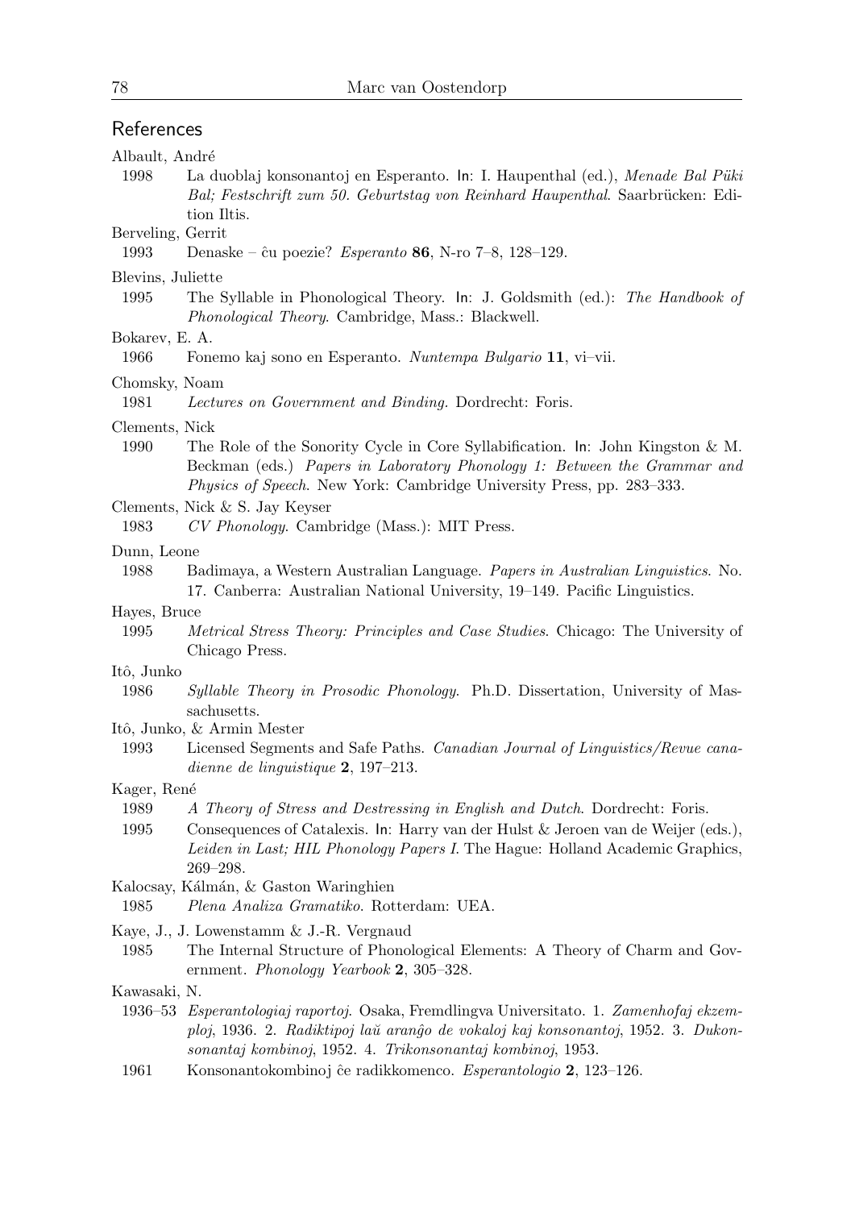## References

Albault, André

1998 La duoblaj konsonantoj en Esperanto. In: I. Haupenthal (ed.), *Menade Bal Püki Bal; Festschrift zum 50. Geburtstag von Reinhard Haupenthal*. Saarbrücken: Edition Iltis.

Berveling, Gerrit

1993 Denaske – ĉu poezie? *Esperanto* **86**, N-ro 7–8, 128–129.

Blevins, Juliette

1995 The Syllable in Phonological Theory. In: J. Goldsmith (ed.): *The Handbook of Phonological Theory*. Cambridge, Mass.: Blackwell.

Bokarev, E. A.

1966 Fonemo kaj sono en Esperanto. *Nuntempa Bulgario* **11**, vi–vii.

Chomsky, Noam

1981 *Lectures on Government and Binding.* Dordrecht: Foris.

Clements, Nick

1990 The Role of the Sonority Cycle in Core Syllabification. In: John Kingston & M. Beckman (eds.) *Papers in Laboratory Phonology 1: Between the Grammar and Physics of Speech*. New York: Cambridge University Press, pp. 283–333.

Clements, Nick & S. Jay Keyser

1983 *CV Phonology*. Cambridge (Mass.): MIT Press.

Dunn, Leone

1988 Badimaya, a Western Australian Language. *Papers in Australian Linguistics*. No. 17. Canberra: Australian National University, 19–149. Pacific Linguistics.

Hayes, Bruce

1995 *Metrical Stress Theory: Principles and Case Studies*. Chicago: The University of Chicago Press.

Itô, Junko

1986 *Syllable Theory in Prosodic Phonology*. Ph.D. Dissertation, University of Massachusetts.

Itô, Junko, & Armin Mester

1993 Licensed Segments and Safe Paths. *Canadian Journal of Linguistics/Revue canadienne de linguistique* **2**, 197–213.

Kager, René

1989 *A Theory of Stress and Destressing in English and Dutch*. Dordrecht: Foris.

1995 Consequences of Catalexis. In: Harry van der Hulst & Jeroen van de Weijer (eds.), *Leiden in Last; HIL Phonology Papers I*. The Hague: Holland Academic Graphics, 269–298.

Kalocsay, Kálmán, & Gaston Waringhien

1985 *Plena Analiza Gramatiko*. Rotterdam: UEA.

Kaye, J., J. Lowenstamm & J.-R. Vergnaud

1985 The Internal Structure of Phonological Elements: A Theory of Charm and Government. *Phonology Yearbook* **2**, 305–328.

Kawasaki, N.

1936–53 *Esperantologiaj raportoj*. Osaka, Fremdlingva Universitato. 1. *Zamenhofaj ekzemploj*, 1936. 2. *Radiktipoj laŭ aranĝo de vokaloj kaj konsonantoj*, 1952. 3. *Dukonsonantaj kombinoj*, 1952. 4. *Trikonsonantaj kombinoj*, 1953.

1961 Konsonantokombinoj ĉe radikkomenco. *Esperantologio* **2**, 123–126.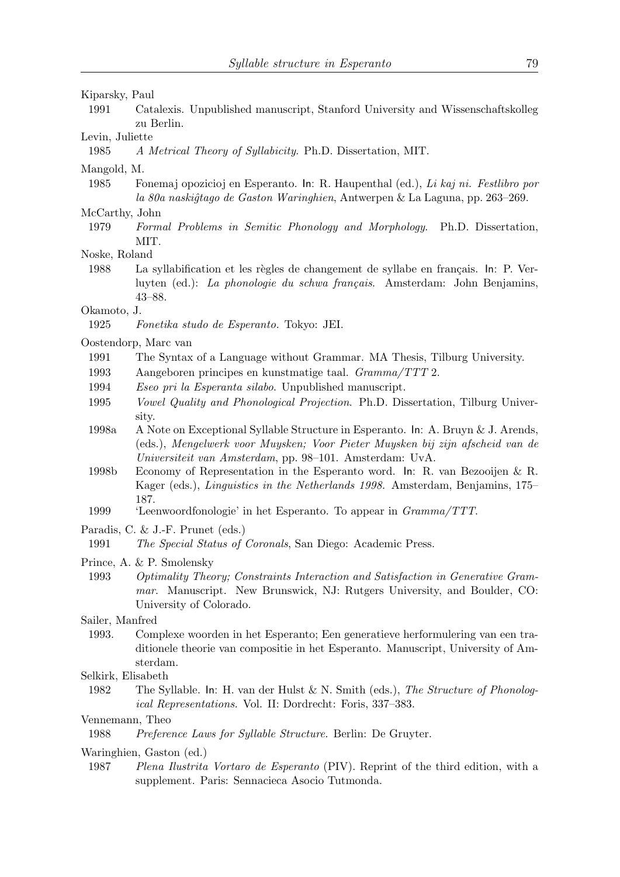Kiparsky, Paul

1991 Catalexis. Unpublished manuscript, Stanford University and Wissenschaftskolleg zu Berlin.

Levin, Juliette

1985 *A Metrical Theory of Syllabicity*. Ph.D. Dissertation, MIT.

Mangold, M.

1985 Fonemaj opozicioj en Esperanto. In: R. Haupenthal (ed.), *Li kaj ni. Festlibro por la 80a naskiĝtago de Gaston Waringhien*, Antwerpen & La Laguna, pp. 263–269.

McCarthy, John

1979 *Formal Problems in Semitic Phonology and Morphology*. Ph.D. Dissertation, MIT.

Noske, Roland

1988 La syllabification et les règles de changement de syllabe en français. In: P. Verluyten (ed.): *La phonologie du schwa français*. Amsterdam: John Benjamins, 43–88.

Okamoto, J.

1925 *Fonetika studo de Esperanto*. Tokyo: JEI.

Oostendorp, Marc van

1991 The Syntax of a Language without Grammar. MA Thesis, Tilburg University.

1993 Aangeboren principes en kunstmatige taal. *Gramma/TTT* 2.

1994 *Eseo pri la Esperanta silabo*. Unpublished manuscript.

1995 *Vowel Quality and Phonological Projection*. Ph.D. Dissertation, Tilburg University.

1998a A Note on Exceptional Syllable Structure in Esperanto. In: A. Bruyn & J. Arends, (eds.), *Mengelwerk voor Muysken; Voor Pieter Muysken bij zijn afscheid van de Universiteit van Amsterdam*, pp. 98–101. Amsterdam: UvA.

1998b Economy of Representation in the Esperanto word. In: R. van Bezooijen & R. Kager (eds.), *Linguistics in the Netherlands 1998*. Amsterdam, Benjamins, 175–187.

1999 'Leenwoordfonologie' in het Esperanto. To appear in *Gramma/TTT*.

Paradis, C. & J.-F. Prunet (eds.)

1991 *The Special Status of Coronals*, San Diego: Academic Press.

Prince, A. & P. Smolensky

1993 *Optimality Theory; Constraints Interaction and Satisfaction in Generative Grammar*. Manuscript. New Brunswick, NJ: Rutgers University, and Boulder, CO: University of Colorado.

Sailer, Manfred

1993. Complexe woorden in het Esperanto; Een generatieve herformulering van een traditionele theorie van compositie in het Esperanto. Manuscript, University of Amsterdam.

Selkirk, Elisabeth

1982 The Syllable. In: H. van der Hulst & N. Smith (eds.), *The Structure of Phonological Representations*. Vol. II: Dordrecht: Foris, 337–383.

Vennemann, Theo

1988 *Preference Laws for Syllable Structure*. Berlin: De Gruyter.

Waringhien, Gaston (ed.)

1987 *Plena Ilustrita Vortaro de Esperanto* (PIV). Reprint of the third edition, with a supplement. Paris: Sennacieca Asocio Tutmonda.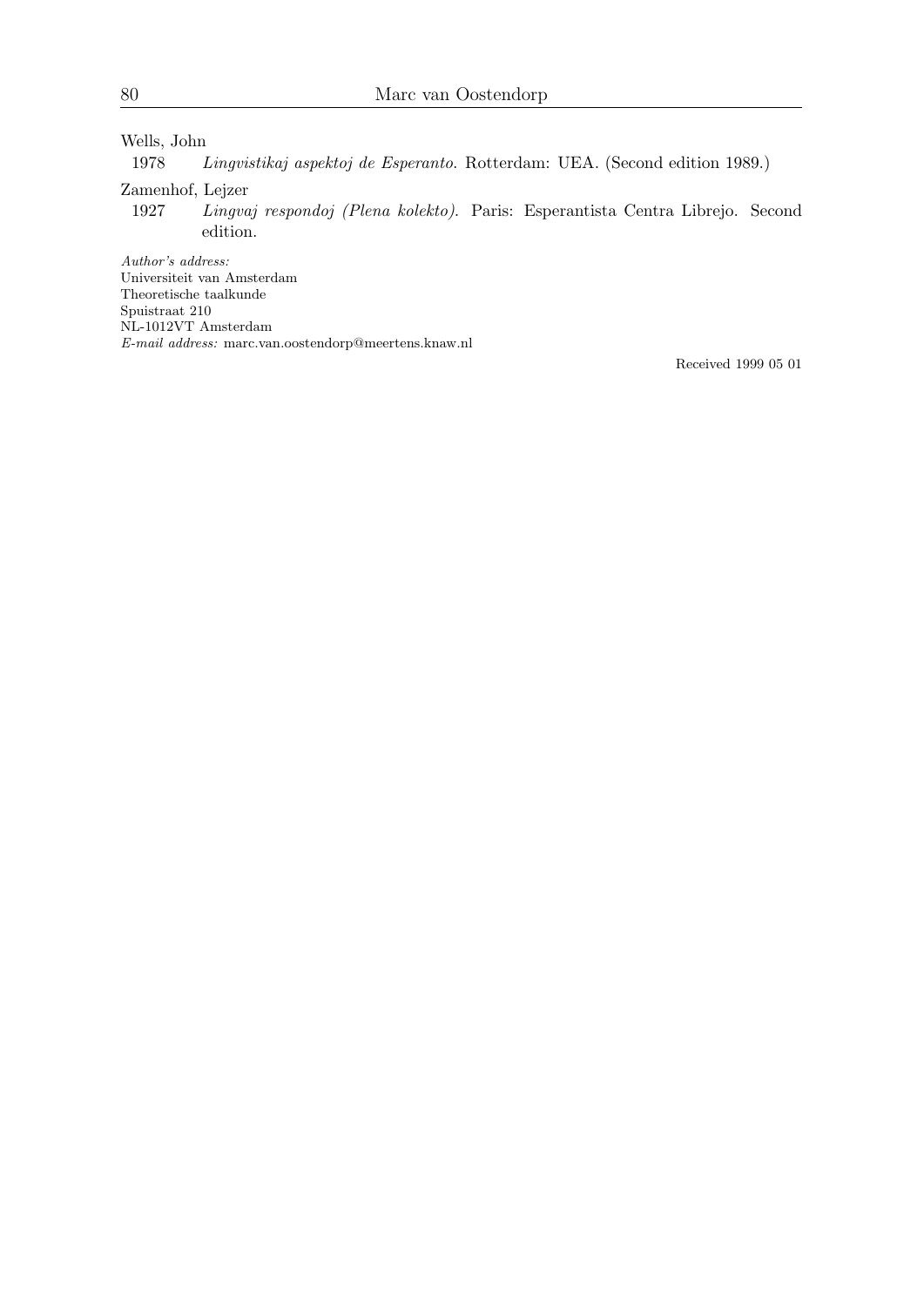Wells, John

1978 *Lingvistikaj aspektoj de Esperanto*. Rotterdam: UEA. (Second edition 1989.)

Zamenhof, Lejzer

1927 *Lingvaj respondoj (Plena kolekto)*. Paris: Esperantista Centra Librejo. Second edition.

*Author's address:*
Universiteit van Amsterdam
Theoretische taalkunde
Spuistraat 210
NL-1012VT Amsterdam
*E-mail address:* marc.van.oostendorp@meertens.knaw.nl

Received 1999 05 01